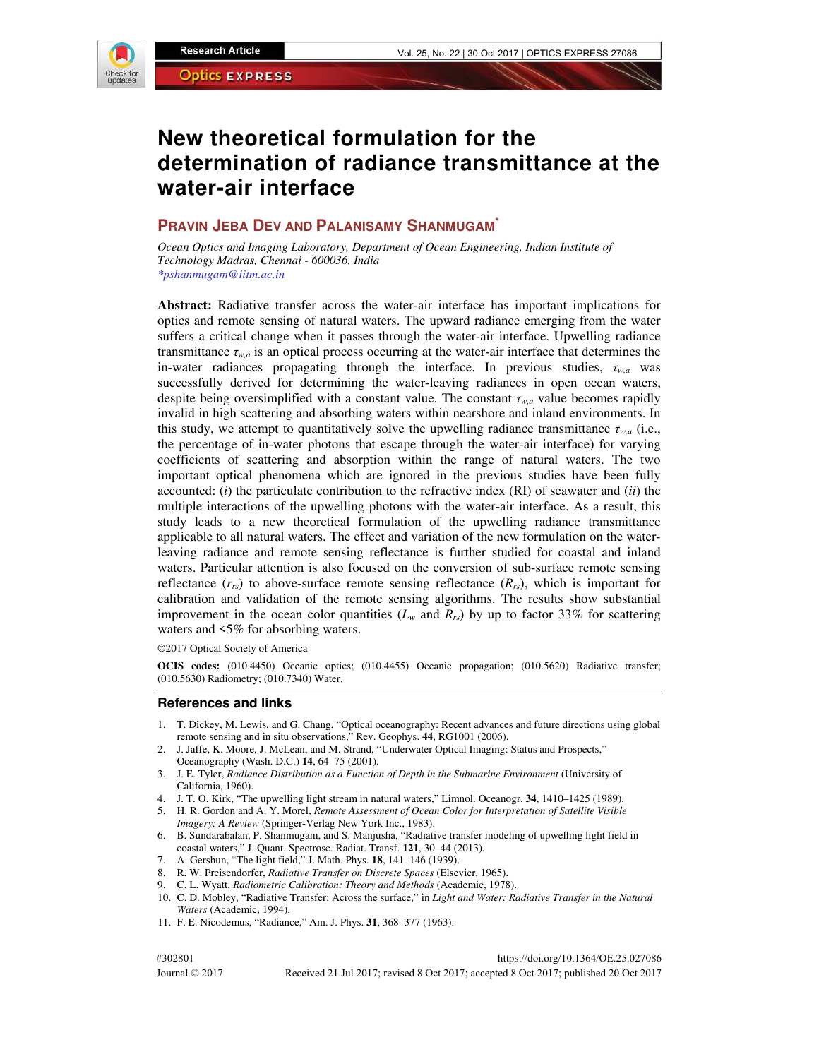# New theoretical formulation for the determination of radiance transmittance at the water-air interface

**Pravin Jeba Dev and Palanisamy Shanmugam[*]**

*Ocean Optics and Imaging Laboratory, Department of Ocean Engineering, Indian Institute of Technology Madras, Chennai - 600036, India*
*[*pshanmugam@iitm.ac.in](mailto:pshanmugam@iitm.ac.in)*

**Abstract:** Radiative transfer across the water-air interface has important implications for optics and remote sensing of natural waters. The upward radiance emerging from the water suffers a critical change when it passes through the water-air interface. Upwelling radiance transmittance $\tau_{w,a}$ is an optical process occurring at the water-air interface that determines the in-water radiances propagating through the interface. In previous studies, $\tau_{w,a}$ was successfully derived for determining the water-leaving radiances in open ocean waters, despite being oversimplified with a constant value. The constant $\tau_{w,a}$ value becomes rapidly invalid in high scattering and absorbing waters within nearshore and inland environments. In this study, we attempt to quantitatively solve the upwelling radiance transmittance $\tau_{w,a}$ (i.e., the percentage of in-water photons that escape through the water-air interface) for varying coefficients of scattering and absorption within the range of natural waters. The two important optical phenomena which are ignored in the previous studies have been fully accounted: (*i*) the particulate contribution to the refractive index (RI) of seawater and (*ii*) the multiple interactions of the upwelling photons with the water-air interface. As a result, this study leads to a new theoretical formulation of the upwelling radiance transmittance applicable to all natural waters. The effect and variation of the new formulation on the water-leaving radiance and remote sensing reflectance is further studied for coastal and inland waters. Particular attention is also focused on the conversion of sub-surface remote sensing reflectance ($r_{rs}$) to above-surface remote sensing reflectance ($R_{rs}$), which is important for calibration and validation of the remote sensing algorithms. The results show substantial improvement in the ocean color quantities ($L_w$ and $R_{rs}$) by up to factor 33% for scattering waters and <5% for absorbing waters.

©2017 Optical Society of America

**OCIS codes:** (010.4450) Oceanic optics; (010.4455) Oceanic propagation; (010.5620) Radiative transfer; (010.5630) Radiometry; (010.7340) Water.

## References and links

1. T. Dickey, M. Lewis, and G. Chang, "Optical oceanography: Recent advances and future directions using global remote sensing and in situ observations," Rev. Geophys. **44**, RG1001 (2006).
2. J. Jaffe, K. Moore, J. McLean, and M. Strand, "Underwater Optical Imaging: Status and Prospects," Oceanography (Wash. D.C.) **14**, 64–75 (2001).
3. J. E. Tyler, *Radiance Distribution as a Function of Depth in the Submarine Environment* (University of California, 1960).
4. J. T. O. Kirk, "The upwelling light stream in natural waters," Limnol. Oceanogr. **34**, 1410–1425 (1989).
5. H. R. Gordon and A. Y. Morel, *Remote Assessment of Ocean Color for Interpretation of Satellite Visible Imagery: A Review* (Springer-Verlag New York Inc., 1983).
6. B. Sundarabalan, P. Shanmugam, and S. Manjusha, "Radiative transfer modeling of upwelling light field in coastal waters," J. Quant. Spectrosc. Radiat. Transf. **121**, 30–44 (2013).
7. A. Gershun, "The light field," J. Math. Phys. **18**, 141–146 (1939).
8. R. W. Preisendorfer, *Radiative Transfer on Discrete Spaces* (Elsevier, 1965).
9. C. L. Wyatt, *Radiometric Calibration: Theory and Methods* (Academic, 1978).
10. C. D. Mobley, "Radiative Transfer: Across the surface," in *Light and Water: Radiative Transfer in the Natural Waters* (Academic, 1994).
11. F. E. Nicodemus, "Radiance," Am. J. Phys. **31**, 368–377 (1963).

#302801 https://doi.org/10.1364/OE.25.027086
Journal © 2017 Received 21 Jul 2017; revised 8 Oct 2017; accepted 8 Oct 2017; published 20 Oct 2017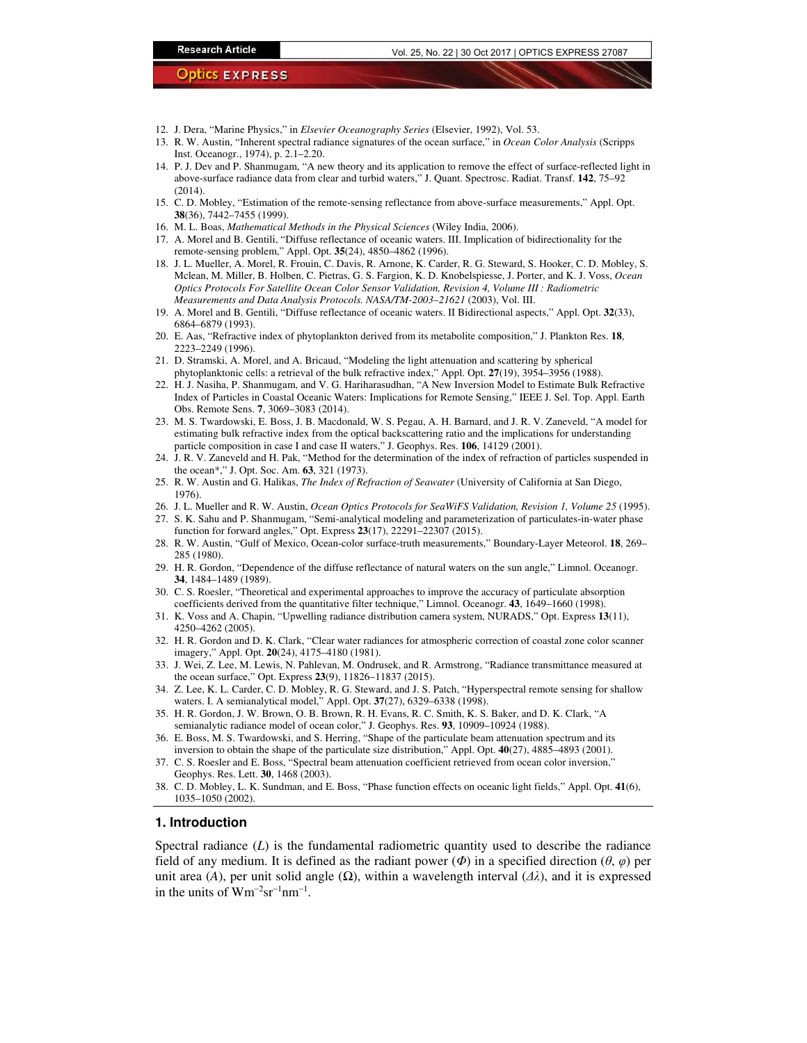12. J. Dera, "Marine Physics," in *Elsevier Oceanography Series* (Elsevier, 1992), Vol. 53.
13. R. W. Austin, "Inherent spectral radiance signatures of the ocean surface," in *Ocean Color Analysis* (Scripps Inst. Oceanogr., 1974), p. 2.1–2.20.
14. P. J. Dev and P. Shanmugam, "A new theory and its application to remove the effect of surface-reflected light in above-surface radiance data from clear and turbid waters," J. Quant. Spectrosc. Radiat. Transf. **142**, 75–92 (2014).
15. C. D. Mobley, "Estimation of the remote-sensing reflectance from above-surface measurements," Appl. Opt. **38**(36), 7442–7455 (1999).
16. M. L. Boas, *Mathematical Methods in the Physical Sciences* (Wiley India, 2006).
17. A. Morel and B. Gentili, "Diffuse reflectance of oceanic waters. III. Implication of bidirectionality for the remote-sensing problem," Appl. Opt. **35**(24), 4850–4862 (1996).
18. J. L. Mueller, A. Morel, R. Frouin, C. Davis, R. Arnone, K. Carder, R. G. Steward, S. Hooker, C. D. Mobley, S. Mclean, M. Miller, B. Holben, C. Pietras, G. S. Fargion, K. D. Knobelspiesse, J. Porter, and K. J. Voss, *Ocean Optics Protocols For Satellite Ocean Color Sensor Validation, Revision 4, Volume III : Radiometric Measurements and Data Analysis Protocols. NASA/TM-2003–21621* (2003), Vol. III.
19. A. Morel and B. Gentili, "Diffuse reflectance of oceanic waters. II Bidirectional aspects," Appl. Opt. **32**(33), 6864–6879 (1993).
20. E. Aas, "Refractive index of phytoplankton derived from its metabolite composition," J. Plankton Res. **18**, 2223–2249 (1996).
21. D. Stramski, A. Morel, and A. Bricaud, "Modeling the light attenuation and scattering by spherical phytoplanktonic cells: a retrieval of the bulk refractive index," Appl. Opt. **27**(19), 3954–3956 (1988).
22. H. J. Nasiha, P. Shanmugam, and V. G. Hariharasudhan, "A New Inversion Model to Estimate Bulk Refractive Index of Particles in Coastal Oceanic Waters: Implications for Remote Sensing," IEEE J. Sel. Top. Appl. Earth Obs. Remote Sens. **7**, 3069–3083 (2014).
23. M. S. Twardowski, E. Boss, J. B. Macdonald, W. S. Pegau, A. H. Barnard, and J. R. V. Zaneveld, "A model for estimating bulk refractive index from the optical backscattering ratio and the implications for understanding particle composition in case I and case II waters," J. Geophys. Res. **106**, 14129 (2001).
24. J. R. V. Zaneveld and H. Pak, "Method for the determination of the index of refraction of particles suspended in the ocean*," J. Opt. Soc. Am. **63**, 321 (1973).
25. R. W. Austin and G. Halikas, *The Index of Refraction of Seawater* (University of California at San Diego, 1976).
26. J. L. Mueller and R. W. Austin, *Ocean Optics Protocols for SeaWiFS Validation, Revision 1, Volume 25* (1995).
27. S. K. Sahu and P. Shanmugam, "Semi-analytical modeling and parameterization of particulates-in-water phase function for forward angles," Opt. Express **23**(17), 22291–22307 (2015).
28. R. W. Austin, "Gulf of Mexico, Ocean-color surface-truth measurements," Boundary-Layer Meteorol. **18**, 269–285 (1980).
29. H. R. Gordon, "Dependence of the diffuse reflectance of natural waters on the sun angle," Limnol. Oceanogr. **34**, 1484–1489 (1989).
30. C. S. Roesler, "Theoretical and experimental approaches to improve the accuracy of particulate absorption coefficients derived from the quantitative filter technique," Limnol. Oceanogr. **43**, 1649–1660 (1998).
31. K. Voss and A. Chapin, "Upwelling radiance distribution camera system, NURADS," Opt. Express **13**(11), 4250–4262 (2005).
32. H. R. Gordon and D. K. Clark, "Clear water radiances for atmospheric correction of coastal zone color scanner imagery," Appl. Opt. **20**(24), 4175–4180 (1981).
33. J. Wei, Z. Lee, M. Lewis, N. Pahlevan, M. Ondrusek, and R. Armstrong, "Radiance transmittance measured at the ocean surface," Opt. Express **23**(9), 11826–11837 (2015).
34. Z. Lee, K. L. Carder, C. D. Mobley, R. G. Steward, and J. S. Patch, "Hyperspectral remote sensing for shallow waters. I. A semianalytical model," Appl. Opt. **37**(27), 6329–6338 (1998).
35. H. R. Gordon, J. W. Brown, O. B. Brown, R. H. Evans, R. C. Smith, K. S. Baker, and D. K. Clark, "A semianalytic radiance model of ocean color," J. Geophys. Res. **93**, 10909–10924 (1988).
36. E. Boss, M. S. Twardowski, and S. Herring, "Shape of the particulate beam attenuation spectrum and its inversion to obtain the shape of the particulate size distribution," Appl. Opt. **40**(27), 4885–4893 (2001).
37. C. S. Roesler and E. Boss, "Spectral beam attenuation coefficient retrieved from ocean color inversion," Geophys. Res. Lett. **30**, 1468 (2003).
38. C. D. Mobley, L. K. Sundman, and E. Boss, "Phase function effects on oceanic light fields," Appl. Opt. **41**(6), 1035–1050 (2002).

## 1. Introduction

Spectral radiance ($L$) is the fundamental radiometric quantity used to describe the radiance field of any medium. It is defined as the radiant power ($\Phi$) in a specified direction ($\theta$, $\varphi$) per unit area ($A$), per unit solid angle ($\Omega$), within a wavelength interval ($\Delta\lambda$), and it is expressed in the units of $\mathrm{Wm^{-2}sr^{-1}nm^{-1}}$.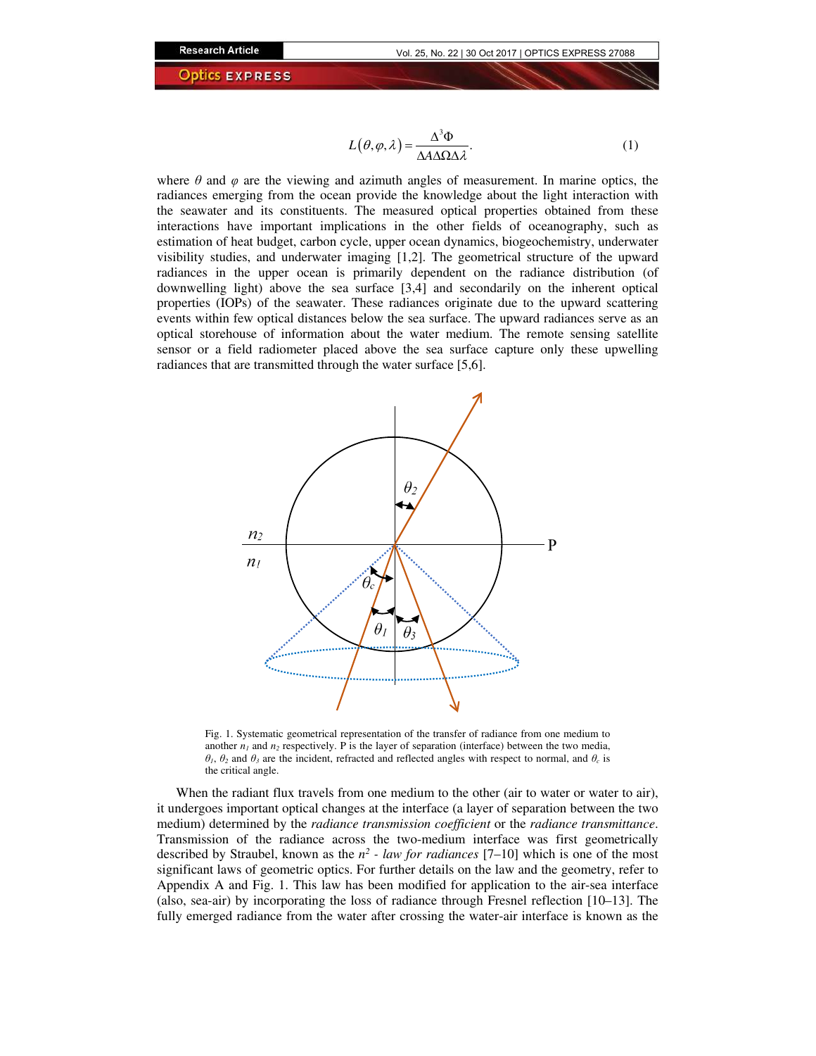$$L(\theta,\varphi,\lambda) = \frac{\Delta^3\Phi}{\Delta A \Delta\Omega \Delta\lambda}. \tag{1}$$

where $\theta$ and $\varphi$ are the viewing and azimuth angles of measurement. In marine optics, the radiances emerging from the ocean provide the knowledge about the light interaction with the seawater and its constituents. The measured optical properties obtained from these interactions have important implications in the other fields of oceanography, such as estimation of heat budget, carbon cycle, upper ocean dynamics, biogeochemistry, underwater visibility studies, and underwater imaging [1,2]. The geometrical structure of the upward radiances in the upper ocean is primarily dependent on the radiance distribution (of downwelling light) above the sea surface [3,4] and secondarily on the inherent optical properties (IOPs) of the seawater. These radiances originate due to the upward scattering events within few optical distances below the sea surface. The upward radiances serve as an optical storehouse of information about the water medium. The remote sensing satellite sensor or a field radiometer placed above the sea surface capture only these upwelling radiances that are transmitted through the water surface [5,6].

Fig. 1. Systematic geometrical representation of the transfer of radiance from one medium to another $n_1$ and $n_2$ respectively. P is the layer of separation (interface) between the two media, $\theta_1$, $\theta_2$ and $\theta_3$ are the incident, refracted and reflected angles with respect to normal, and $\theta_c$ is the critical angle.

When the radiant flux travels from one medium to the other (air to water or water to air), it undergoes important optical changes at the interface (a layer of separation between the two medium) determined by the *radiance transmission coefficient* or the *radiance transmittance*. Transmission of the radiance across the two-medium interface was first geometrically described by Straubel, known as the $n^2$ *- law for radiances* [7–10] which is one of the most significant laws of geometric optics. For further details on the law and the geometry, refer to Appendix A and Fig. 1. This law has been modified for application to the air-sea interface (also, sea-air) by incorporating the loss of radiance through Fresnel reflection [10–13]. The fully emerged radiance from the water after crossing the water-air interface is known as the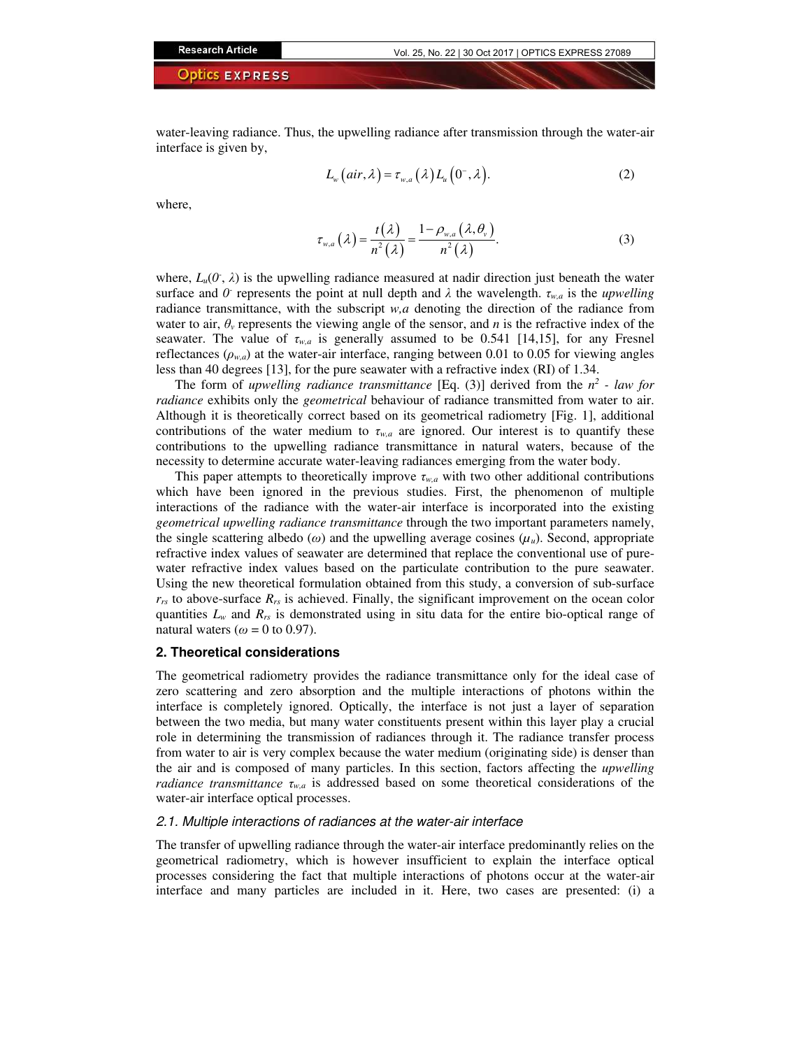water-leaving radiance. Thus, the upwelling radiance after transmission through the water-air interface is given by,

$$L_w(air,\lambda) = \tau_{w,a}(\lambda) L_u(0^-,\lambda). \tag{2}$$

where,

$$\tau_{w,a}(\lambda) = \frac{t(\lambda)}{n^2(\lambda)} = \frac{1-\rho_{w,a}(\lambda,\theta_v)}{n^2(\lambda)}. \tag{3}$$

where, $L_u(0^-, \lambda)$ is the upwelling radiance measured at nadir direction just beneath the water surface and $0^-$ represents the point at null depth and $\lambda$ the wavelength. $\tau_{w,a}$ is the *upwelling* radiance transmittance, with the subscript *w,a* denoting the direction of the radiance from water to air, $\theta_v$ represents the viewing angle of the sensor, and $n$ is the refractive index of the seawater. The value of $\tau_{w,a}$ is generally assumed to be 0.541 [14,15], for any Fresnel reflectances ($\rho_{w,a}$) at the water-air interface, ranging between 0.01 to 0.05 for viewing angles less than 40 degrees [13], for the pure seawater with a refractive index (RI) of 1.34.

The form of *upwelling radiance transmittance* [Eq. (3)] derived from the $n^2$ - *law for radiance* exhibits only the *geometrical* behaviour of radiance transmitted from water to air. Although it is theoretically correct based on its geometrical radiometry [Fig. 1], additional contributions of the water medium to $\tau_{w,a}$ are ignored. Our interest is to quantify these contributions to the upwelling radiance transmittance in natural waters, because of the necessity to determine accurate water-leaving radiances emerging from the water body.

This paper attempts to theoretically improve $\tau_{w,a}$ with two other additional contributions which have been ignored in the previous studies. First, the phenomenon of multiple interactions of the radiance with the water-air interface is incorporated into the existing *geometrical upwelling radiance transmittance* through the two important parameters namely, the single scattering albedo ($\omega$) and the upwelling average cosines ($\mu_u$). Second, appropriate refractive index values of seawater are determined that replace the conventional use of pure-water refractive index values based on the particulate contribution to the pure seawater. Using the new theoretical formulation obtained from this study, a conversion of sub-surface $r_{rs}$ to above-surface $R_{rs}$ is achieved. Finally, the significant improvement on the ocean color quantities $L_w$ and $R_{rs}$ is demonstrated using in situ data for the entire bio-optical range of natural waters ($\omega$ = 0 to 0.97).

## 2. Theoretical considerations

The geometrical radiometry provides the radiance transmittance only for the ideal case of zero scattering and zero absorption and the multiple interactions of photons within the interface is completely ignored. Optically, the interface is not just a layer of separation between the two media, but many water constituents present within this layer play a crucial role in determining the transmission of radiances through it. The radiance transfer process from water to air is very complex because the water medium (originating side) is denser than the air and is composed of many particles. In this section, factors affecting the *upwelling radiance transmittance* $\tau_{w,a}$ is addressed based on some theoretical considerations of the water-air interface optical processes.

### *2.1. Multiple interactions of radiances at the water-air interface*

The transfer of upwelling radiance through the water-air interface predominantly relies on the geometrical radiometry, which is however insufficient to explain the interface optical processes considering the fact that multiple interactions of photons occur at the water-air interface and many particles are included in it. Here, two cases are presented: (i) a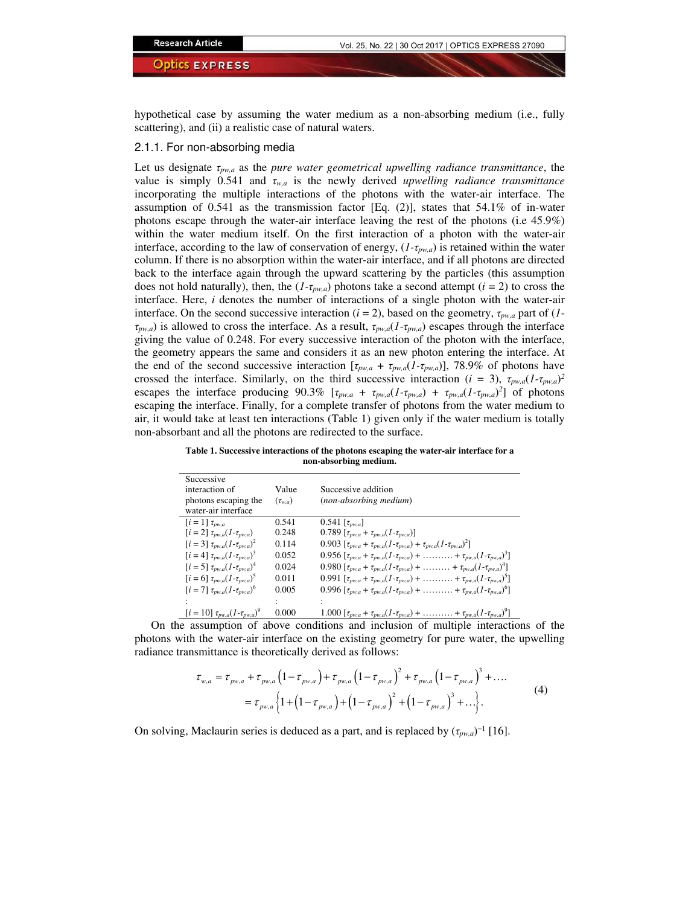hypothetical case by assuming the water medium as a non-absorbing medium (i.e., fully scattering), and (ii) a realistic case of natural waters.

### 2.1.1. For non-absorbing media

Let us designate $\tau_{pw,a}$ as the *pure water geometrical upwelling radiance transmittance*, the value is simply 0.541 and $\tau_{w,a}$ is the newly derived *upwelling radiance transmittance* incorporating the multiple interactions of the photons with the water-air interface. The assumption of 0.541 as the transmission factor [Eq. (2)], states that 54.1% of in-water photons escape through the water-air interface leaving the rest of the photons (i.e 45.9%) within the water medium itself. On the first interaction of a photon with the water-air interface, according to the law of conservation of energy, $(1-\tau_{pw,a})$ is retained within the water column. If there is no absorption within the water-air interface, and if all photons are directed back to the interface again through the upward scattering by the particles (this assumption does not hold naturally), then, the $(1-\tau_{pw,a})$ photons take a second attempt ($i = 2$) to cross the interface. Here, $i$ denotes the number of interactions of a single photon with the water-air interface. On the second successive interaction ($i = 2$), based on the geometry, $\tau_{pw,a}$ part of $(1-\tau_{pw,a})$ is allowed to cross the interface. As a result, $\tau_{pw,a}(1-\tau_{pw,a})$ escapes through the interface giving the value of 0.248. For every successive interaction of the photon with the interface, the geometry appears the same and considers it as an new photon entering the interface. At the end of the second successive interaction $[\tau_{pw,a} + \tau_{pw,a}(1-\tau_{pw,a})]$, 78.9% of photons have crossed the interface. Similarly, on the third successive interaction ($i = 3$), $\tau_{pw,a}(1-\tau_{pw,a})^2$ escapes the interface producing 90.3% $[\tau_{pw,a} + \tau_{pw,a}(1-\tau_{pw,a}) + \tau_{pw,a}(1-\tau_{pw,a})^2]$ of photons escaping the interface. Finally, for a complete transfer of photons from the water medium to air, it would take at least ten interactions (Table 1) given only if the water medium is totally non-absorbant and all the photons are redirected to the surface.

**Table 1. Successive interactions of the photons escaping the water-air interface for a non-absorbing medium.**

| Successive interaction of photons escaping the water-air interface | Value ($\tau_{w,a}$) | Successive addition (*non-absorbing medium*) |
|---|---|---|
| [$i = 1$] $\tau_{pw,a}$ | 0.541 | 0.541 [$\tau_{pw,a}$] |
| [$i = 2$] $\tau_{pw,a}(1-\tau_{pw,a})$ | 0.248 | 0.789 [$\tau_{pw,a} + \tau_{pw,a}(1-\tau_{pw,a})$] |
| [$i = 3$] $\tau_{pw,a}(1-\tau_{pw,a})^2$ | 0.114 | 0.903 [$\tau_{pw,a} + \tau_{pw,a}(1-\tau_{pw,a}) + \tau_{pw,a}(1-\tau_{pw,a})^2$] |
| [$i = 4$] $\tau_{pw,a}(1-\tau_{pw,a})^3$ | 0.052 | 0.956 [$\tau_{pw,a} + \tau_{pw,a}(1-\tau_{pw,a}) + \ldots\ldots\ldots + \tau_{pw,a}(1-\tau_{pw,a})^3$] |
| [$i = 5$] $\tau_{pw,a}(1-\tau_{pw,a})^4$ | 0.024 | 0.980 [$\tau_{pw,a} + \tau_{pw,a}(1-\tau_{pw,a}) + \ldots\ldots\ldots + \tau_{pw,a}(1-\tau_{pw,a})^4$] |
| [$i = 6$] $\tau_{pw,a}(1-\tau_{pw,a})^5$ | 0.011 | 0.991 [$\tau_{pw,a} + \tau_{pw,a}(1-\tau_{pw,a}) + \ldots\ldots\ldots + \tau_{pw,a}(1-\tau_{pw,a})^5$] |
| [$i = 7$] $\tau_{pw,a}(1-\tau_{pw,a})^6$ | 0.005 | 0.996 [$\tau_{pw,a} + \tau_{pw,a}(1-\tau_{pw,a}) + \ldots\ldots\ldots + \tau_{pw,a}(1-\tau_{pw,a})^6$] |
| : | : | : |
| [$i = 10$] $\tau_{pw,a}(1-\tau_{pw,a})^9$ | 0.000 | 1.000 [$\tau_{pw,a} + \tau_{pw,a}(1-\tau_{pw,a}) + \ldots\ldots\ldots + \tau_{pw,a}(1-\tau_{pw,a})^9$] |

On the assumption of above conditions and inclusion of multiple interactions of the photons with the water-air interface on the existing geometry for pure water, the upwelling radiance transmittance is theoretically derived as follows:

$$
\begin{aligned}
\tau_{w,a} &= \tau_{pw,a} + \tau_{pw,a}\left(1-\tau_{pw,a}\right) + \tau_{pw,a}\left(1-\tau_{pw,a}\right)^2 + \tau_{pw,a}\left(1-\tau_{pw,a}\right)^3 + \ldots \\
&= \tau_{pw,a}\left\{1 + \left(1-\tau_{pw,a}\right) + \left(1-\tau_{pw,a}\right)^2 + \left(1-\tau_{pw,a}\right)^3 + \ldots\right\}.
\end{aligned}
\tag{4}
$$

On solving, Maclaurin series is deduced as a part, and is replaced by $(\tau_{pw,a})^{-1}$ [16].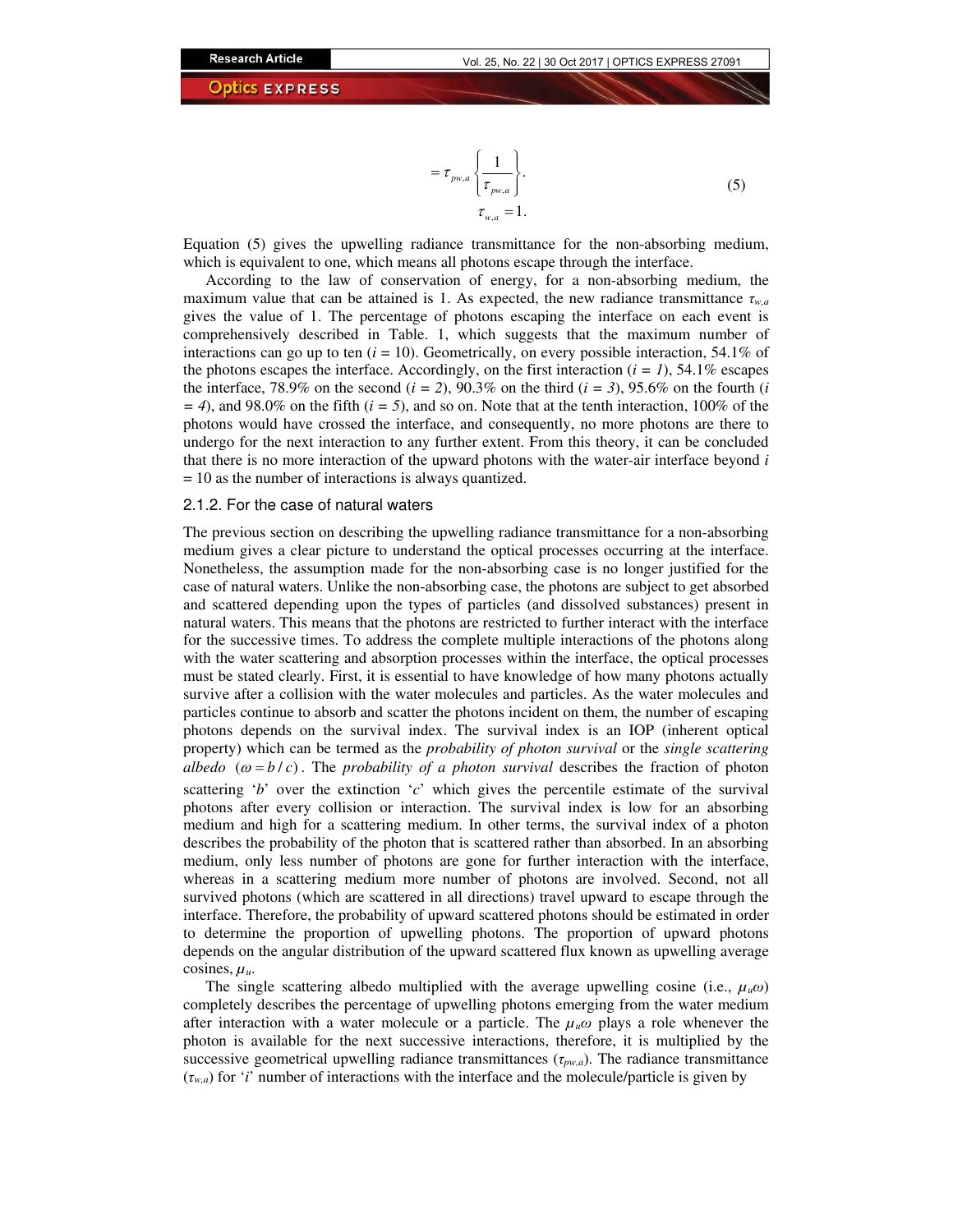$$= \tau_{pw,a} \left\{ \frac{1}{\tau_{pw,a}} \right\}. \tag{5}$$

$$\tau_{w,a} = 1.$$

Equation (5) gives the upwelling radiance transmittance for the non-absorbing medium, which is equivalent to one, which means all photons escape through the interface.

According to the law of conservation of energy, for a non-absorbing medium, the maximum value that can be attained is 1. As expected, the new radiance transmittance $\tau_{w,a}$ gives the value of 1. The percentage of photons escaping the interface on each event is comprehensively described in Table. 1, which suggests that the maximum number of interactions can go up to ten ($i = 10$). Geometrically, on every possible interaction, 54.1% of the photons escapes the interface. Accordingly, on the first interaction ($i = 1$), 54.1% escapes the interface, 78.9% on the second ($i = 2$), 90.3% on the third ($i = 3$), 95.6% on the fourth ($i = 4$), and 98.0% on the fifth ($i = 5$), and so on. Note that at the tenth interaction, 100% of the photons would have crossed the interface, and consequently, no more photons are there to undergo for the next interaction to any further extent. From this theory, it can be concluded that there is no more interaction of the upward photons with the water-air interface beyond $i = 10$ as the number of interactions is always quantized.

### 2.1.2. For the case of natural waters

The previous section on describing the upwelling radiance transmittance for a non-absorbing medium gives a clear picture to understand the optical processes occurring at the interface. Nonetheless, the assumption made for the non-absorbing case is no longer justified for the case of natural waters. Unlike the non-absorbing case, the photons are subject to get absorbed and scattered depending upon the types of particles (and dissolved substances) present in natural waters. This means that the photons are restricted to further interact with the interface for the successive times. To address the complete multiple interactions of the photons along with the water scattering and absorption processes within the interface, the optical processes must be stated clearly. First, it is essential to have knowledge of how many photons actually survive after a collision with the water molecules and particles. As the water molecules and particles continue to absorb and scatter the photons incident on them, the number of escaping photons depends on the survival index. The survival index is an IOP (inherent optical property) which can be termed as the *probability of photon survival* or the *single scattering albedo* $(\omega = b / c)$. The *probability of a photon survival* describes the fraction of photon scattering '$b$' over the extinction '$c$' which gives the percentile estimate of the survival photons after every collision or interaction. The survival index is low for an absorbing medium and high for a scattering medium. In other terms, the survival index of a photon describes the probability of the photon that is scattered rather than absorbed. In an absorbing medium, only less number of photons are gone for further interaction with the interface, whereas in a scattering medium more number of photons are involved. Second, not all survived photons (which are scattered in all directions) travel upward to escape through the interface. Therefore, the probability of upward scattered photons should be estimated in order to determine the proportion of upwelling photons. The proportion of upward photons depends on the angular distribution of the upward scattered flux known as upwelling average cosines, $\mu_u$.

The single scattering albedo multiplied with the average upwelling cosine (i.e., $\mu_u\omega$) completely describes the percentage of upwelling photons emerging from the water medium after interaction with a water molecule or a particle. The $\mu_u\omega$ plays a role whenever the photon is available for the next successive interactions, therefore, it is multiplied by the successive geometrical upwelling radiance transmittances ($\tau_{pw,a}$). The radiance transmittance ($\tau_{w,a}$) for '$i$' number of interactions with the interface and the molecule/particle is given by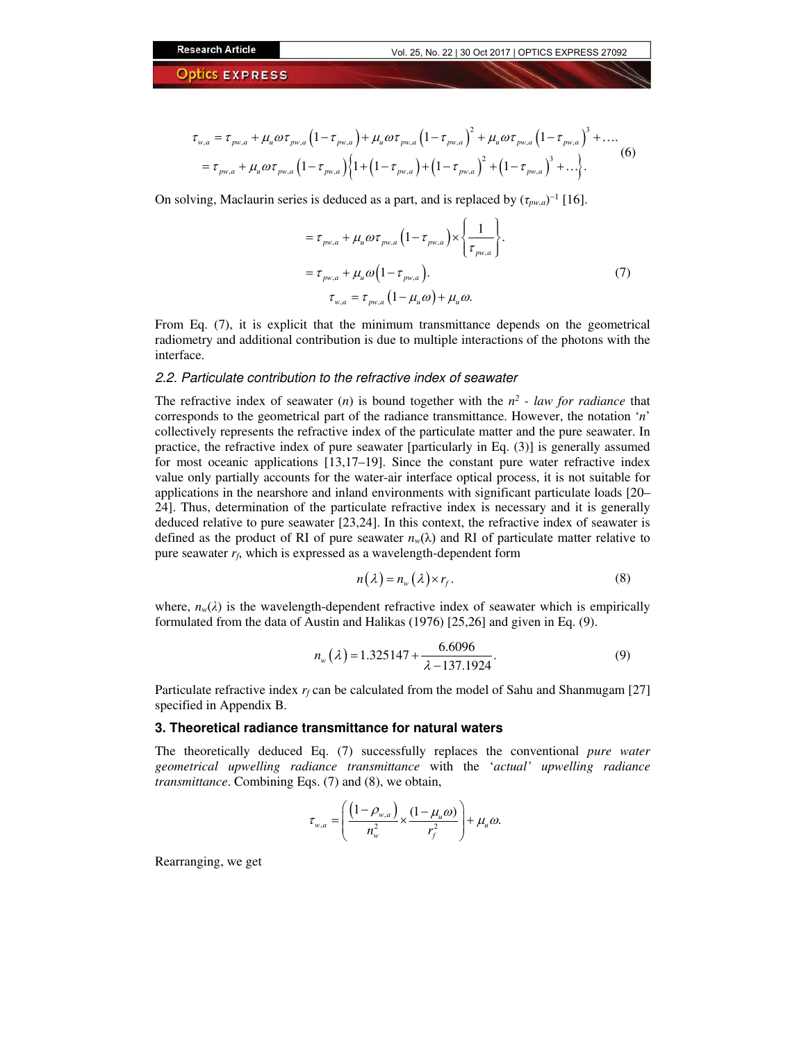$$
\begin{aligned}
\tau_{w,a} &= \tau_{pw,a} + \mu_u \omega \tau_{pw,a}\left(1-\tau_{pw,a}\right) + \mu_u \omega \tau_{pw,a}\left(1-\tau_{pw,a}\right)^2 + \mu_u \omega \tau_{pw,a}\left(1-\tau_{pw,a}\right)^3 + \ldots. \\
&= \tau_{pw,a} + \mu_u \omega \tau_{pw,a}\left(1-\tau_{pw,a}\right)\left\{1 + \left(1-\tau_{pw,a}\right) + \left(1-\tau_{pw,a}\right)^2 + \left(1-\tau_{pw,a}\right)^3 + \ldots\right\}.
\end{aligned}
\tag{6}
$$

On solving, Maclaurin series is deduced as a part, and is replaced by $(\tau_{pw,a})^{-1}$ [16].

$$
\begin{aligned}
&= \tau_{pw,a} + \mu_u \omega \tau_{pw,a}\left(1-\tau_{pw,a}\right) \times \left\{\frac{1}{\tau_{pw,a}}\right\}. \\
&= \tau_{pw,a} + \mu_u \omega \left(1-\tau_{pw,a}\right). \\
\tau_{w,a} &= \tau_{pw,a}\left(1-\mu_u \omega\right) + \mu_u \omega.
\end{aligned}
\tag{7}
$$

From Eq. (7), it is explicit that the minimum transmittance depends on the geometrical radiometry and additional contribution is due to multiple interactions of the photons with the interface.

### 2.2. Particulate contribution to the refractive index of seawater

The refractive index of seawater ($n$) is bound together with the $n^2$ - *law for radiance* that corresponds to the geometrical part of the radiance transmittance. However, the notation '$n$' collectively represents the refractive index of the particulate matter and the pure seawater. In practice, the refractive index of pure seawater [particularly in Eq. (3)] is generally assumed for most oceanic applications [13,17–19]. Since the constant pure water refractive index value only partially accounts for the water-air interface optical process, it is not suitable for applications in the nearshore and inland environments with significant particulate loads [20–24]. Thus, determination of the particulate refractive index is necessary and it is generally deduced relative to pure seawater [23,24]. In this context, the refractive index of seawater is defined as the product of RI of pure seawater $n_w(\lambda)$ and RI of particulate matter relative to pure seawater $r_f$, which is expressed as a wavelength-dependent form

$$
n(\lambda) = n_w(\lambda) \times r_f. \tag{8}
$$

where, $n_w(\lambda)$ is the wavelength-dependent refractive index of seawater which is empirically formulated from the data of Austin and Halikas (1976) [25,26] and given in Eq. (9).

$$
n_w(\lambda) = 1.325147 + \frac{6.6096}{\lambda - 137.1924}. \tag{9}
$$

Particulate refractive index $r_f$ can be calculated from the model of Sahu and Shanmugam [27] specified in Appendix B.

## 3. Theoretical radiance transmittance for natural waters

The theoretically deduced Eq. (7) successfully replaces the conventional *pure water geometrical upwelling radiance transmittance* with the '*actual*' *upwelling radiance transmittance*. Combining Eqs. (7) and (8), we obtain,

$$
\tau_{w,a} = \left(\frac{\left(1-\rho_{w,a}\right)}{n_w^2} \times \frac{(1-\mu_u \omega)}{r_f^2}\right) + \mu_u \omega.
$$

Rearranging, we get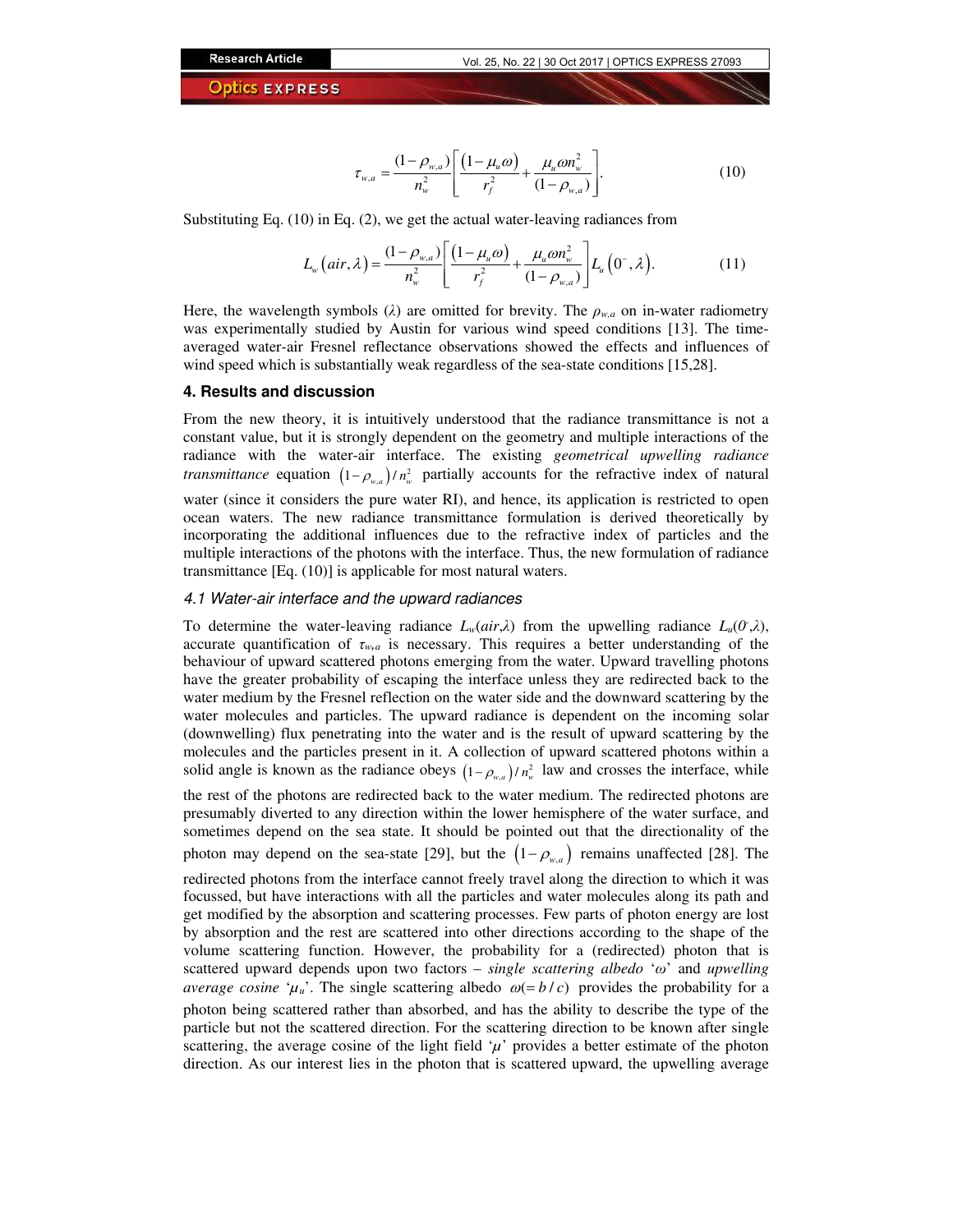$$\tau_{w,a} = \frac{(1-\rho_{w,a})}{n_w^2}\left[\frac{(1-\mu_u\omega)}{r_f^2} + \frac{\mu_u \omega n_w^2}{(1-\rho_{w,a})}\right]. \tag{10}$$

Substituting Eq. (10) in Eq. (2), we get the actual water-leaving radiances from

$$L_w(air,\lambda) = \frac{(1-\rho_{w,a})}{n_w^2}\left[\frac{(1-\mu_u\omega)}{r_f^2} + \frac{\mu_u \omega n_w^2}{(1-\rho_{w,a})}\right] L_u(0^-,\lambda). \tag{11}$$

Here, the wavelength symbols ($\lambda$) are omitted for brevity. The $\rho_{w,a}$ on in-water radiometry was experimentally studied by Austin for various wind speed conditions [13]. The time-averaged water-air Fresnel reflectance observations showed the effects and influences of wind speed which is substantially weak regardless of the sea-state conditions [15,28].

## 4. Results and discussion

From the new theory, it is intuitively understood that the radiance transmittance is not a constant value, but it is strongly dependent on the geometry and multiple interactions of the radiance with the water-air interface. The existing *geometrical upwelling radiance transmittance* equation $(1-\rho_{w,a})/n_w^2$ partially accounts for the refractive index of natural water (since it considers the pure water RI), and hence, its application is restricted to open ocean waters. The new radiance transmittance formulation is derived theoretically by incorporating the additional influences due to the refractive index of particles and the multiple interactions of the photons with the interface. Thus, the new formulation of radiance transmittance [Eq. (10)] is applicable for most natural waters.

### *4.1 Water-air interface and the upward radiances*

To determine the water-leaving radiance $L_w(air,\lambda)$ from the upwelling radiance $L_u(0^-,\lambda)$, accurate quantification of $\tau_{w,a}$ is necessary. This requires a better understanding of the behaviour of upward scattered photons emerging from the water. Upward travelling photons have the greater probability of escaping the interface unless they are redirected back to the water medium by the Fresnel reflection on the water side and the downward scattering by the water molecules and particles. The upward radiance is dependent on the incoming solar (downwelling) flux penetrating into the water and is the result of upward scattering by the molecules and the particles present in it. A collection of upward scattered photons within a solid angle is known as the radiance obeys $(1-\rho_{w,a})/n_w^2$ law and crosses the interface, while the rest of the photons are redirected back to the water medium. The redirected photons are presumably diverted to any direction within the lower hemisphere of the water surface, and sometimes depend on the sea state. It should be pointed out that the directionality of the photon may depend on the sea-state [29], but the $(1-\rho_{w,a})$ remains unaffected [28]. The redirected photons from the interface cannot freely travel along the direction to which it was focussed, but have interactions with all the particles and water molecules along its path and get modified by the absorption and scattering processes. Few parts of photon energy are lost by absorption and the rest are scattered into other directions according to the shape of the volume scattering function. However, the probability for a (redirected) photon that is scattered upward depends upon two factors – *single scattering albedo* '$\omega$' and *upwelling average cosine* '$\mu_u$'. The single scattering albedo $\omega(=b/c)$ provides the probability for a photon being scattered rather than absorbed, and has the ability to describe the type of the particle but not the scattered direction. For the scattering direction to be known after single scattering, the average cosine of the light field '$\mu$' provides a better estimate of the photon direction. As our interest lies in the photon that is scattered upward, the upwelling average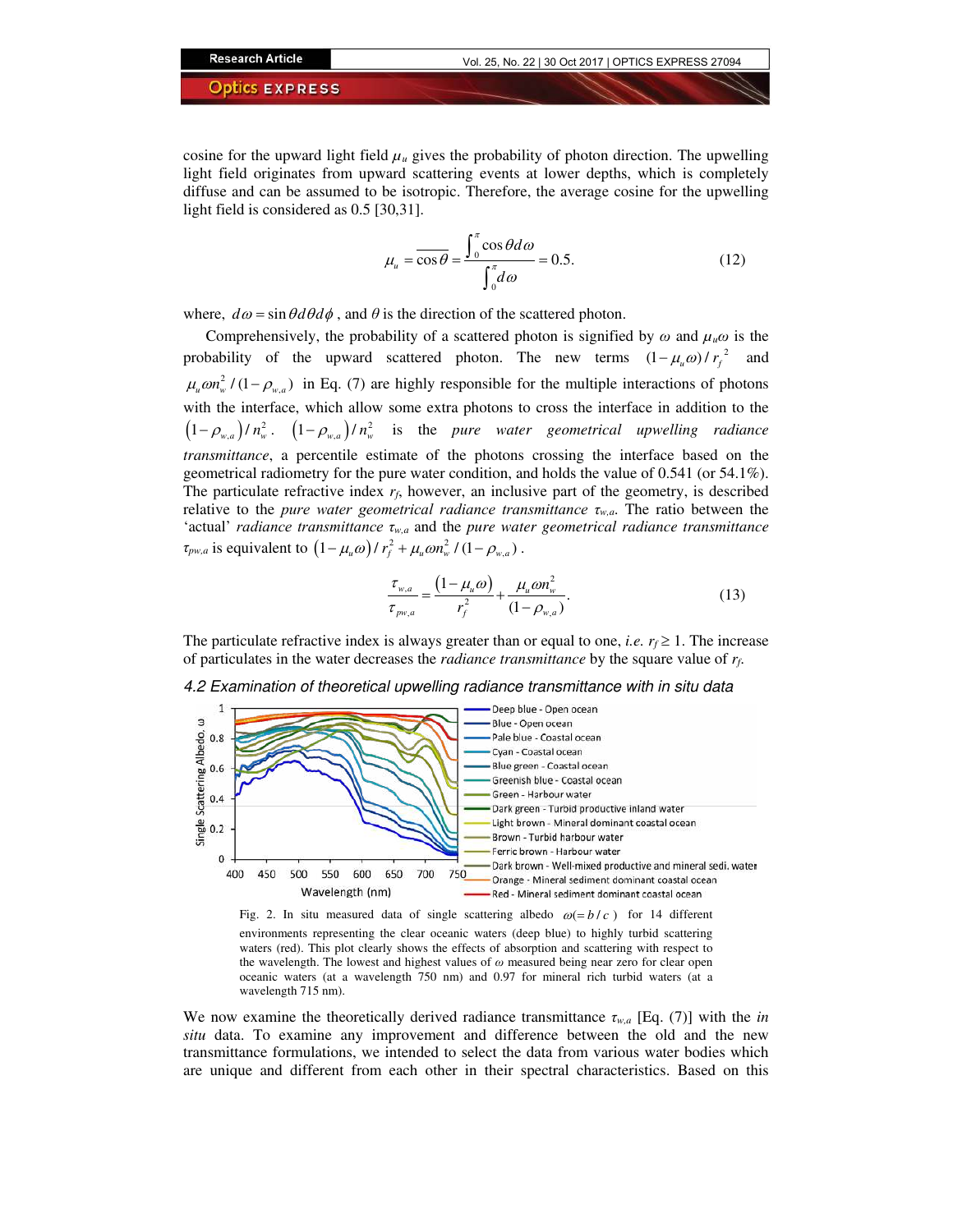cosine for the upward light field $\mu_u$ gives the probability of photon direction. The upwelling light field originates from upward scattering events at lower depths, which is completely diffuse and can be assumed to be isotropic. Therefore, the average cosine for the upwelling light field is considered as 0.5 [30,31].

$$\mu_u = \overline{\cos\theta} = \frac{\int_0^{\pi} \cos\theta d\omega}{\int_0^{\pi} d\omega} = 0.5. \tag{12}$$

where, $d\omega = \sin\theta d\theta d\phi$, and $\theta$ is the direction of the scattered photon.

Comprehensively, the probability of a scattered photon is signified by $\omega$ and $\mu_u\omega$ is the probability of the upward scattered photon. The new terms $(1-\mu_u\omega)/r_f^{\,2}$ and $\mu_u\omega n_w^2/(1-\rho_{w,a})$ in Eq. (7) are highly responsible for the multiple interactions of photons with the interface, which allow some extra photons to cross the interface in addition to the $\left(1-\rho_{w,a}\right)/n_w^2$. $\left(1-\rho_{w,a}\right)/n_w^2$ is the *pure water geometrical upwelling radiance transmittance*, a percentile estimate of the photons crossing the interface based on the geometrical radiometry for the pure water condition, and holds the value of 0.541 (or 54.1%). The particulate refractive index $r_f$, however, an inclusive part of the geometry, is described relative to the *pure water geometrical radiance transmittance* $\tau_{w,a}$. The ratio between the 'actual' *radiance transmittance* $\tau_{w,a}$ and the *pure water geometrical radiance transmittance* $\tau_{pw,a}$ is equivalent to $\left(1-\mu_u\omega\right)/r_f^2 + \mu_u\omega n_w^2/(1-\rho_{w,a})$.

$$\frac{\tau_{w,a}}{\tau_{pw,a}} = \frac{\left(1-\mu_u\omega\right)}{r_f^2} + \frac{\mu_u\omega n_w^2}{(1-\rho_{w,a})}. \tag{13}$$

The particulate refractive index is always greater than or equal to one, *i.e.* $r_f \geq 1$. The increase of particulates in the water decreases the *radiance transmittance* by the square value of $r_f$.

### *4.2 Examination of theoretical upwelling radiance transmittance with in situ data*

Fig. 2. In situ measured data of single scattering albedo $\omega(= b/c)$ for 14 different environments representing the clear oceanic waters (deep blue) to highly turbid scattering waters (red). This plot clearly shows the effects of absorption and scattering with respect to the wavelength. The lowest and highest values of $\omega$ measured being near zero for clear open oceanic waters (at a wavelength 750 nm) and 0.97 for mineral rich turbid waters (at a wavelength 715 nm).

We now examine the theoretically derived radiance transmittance $\tau_{w,a}$ [Eq. (7)] with the *in situ* data. To examine any improvement and difference between the old and the new transmittance formulations, we intended to select the data from various water bodies which are unique and different from each other in their spectral characteristics. Based on this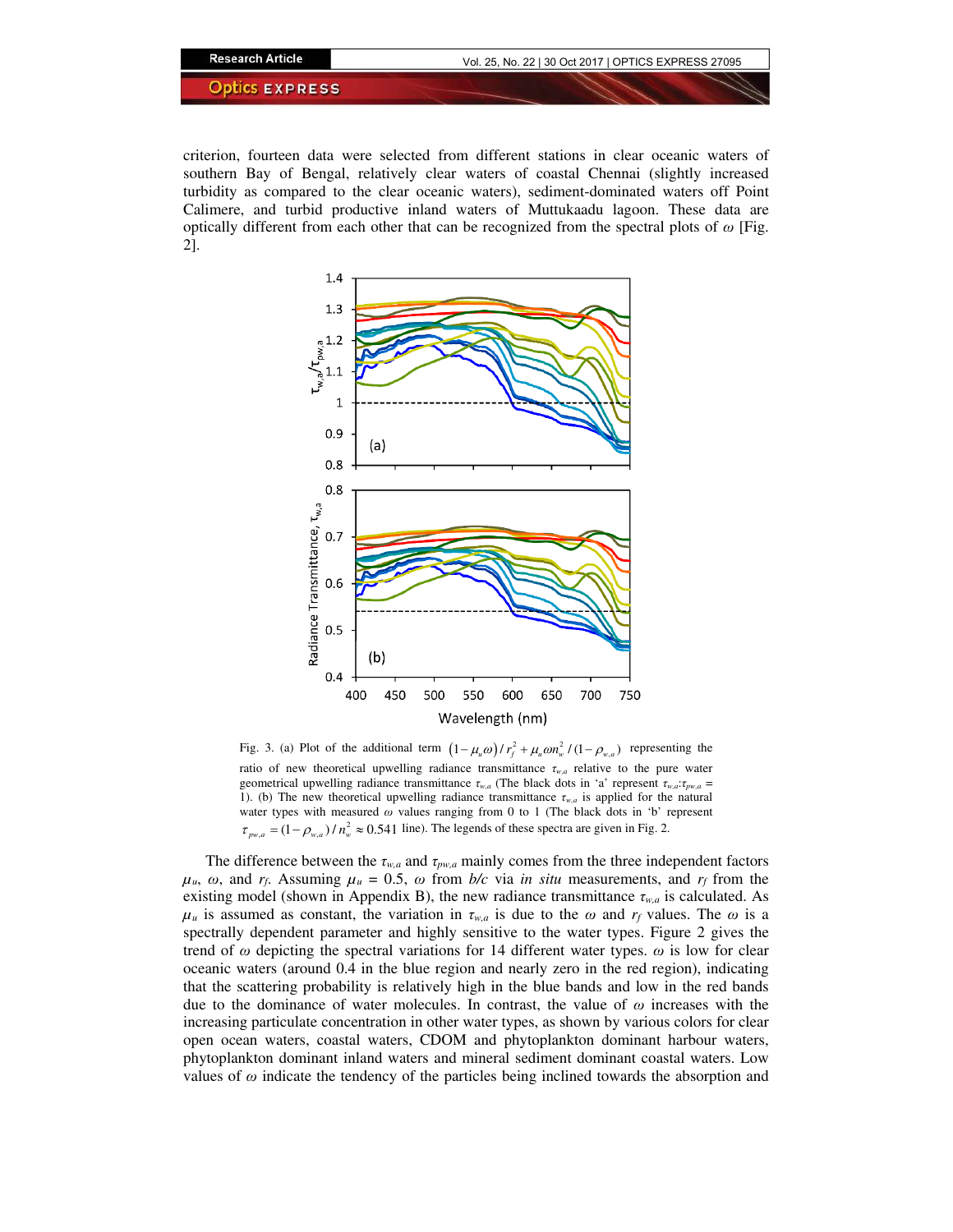criterion, fourteen data were selected from different stations in clear oceanic waters of southern Bay of Bengal, relatively clear waters of coastal Chennai (slightly increased turbidity as compared to the clear oceanic waters), sediment-dominated waters off Point Calimere, and turbid productive inland waters of Muttukaadu lagoon. These data are optically different from each other that can be recognized from the spectral plots of $\omega$ [Fig. 2].

Fig. 3. (a) Plot of the additional term $\left(1-\mu_u\omega\right)/r_f^2 + \mu_u\omega n_w^2/(1-\rho_{w,a})$ representing the ratio of new theoretical upwelling radiance transmittance $\tau_{w,a}$ relative to the pure water geometrical upwelling radiance transmittance $\tau_{w,a}$ (The black dots in 'a' represent $\tau_{w,a}$:$\tau_{pw,a}$ = 1). (b) The new theoretical upwelling radiance transmittance $\tau_{w,a}$ is applied for the natural water types with measured $\omega$ values ranging from 0 to 1 (The black dots in 'b' represent $\tau_{pw,a} = (1-\rho_{w,a})/n_w^2 \approx 0.541$ line). The legends of these spectra are given in Fig. 2.

The difference between the $\tau_{w,a}$ and $\tau_{pw,a}$ mainly comes from the three independent factors $\mu_u$, $\omega$, and $r_f$. Assuming $\mu_u$ = 0.5, $\omega$ from *b/c* via *in situ* measurements, and $r_f$ from the existing model (shown in Appendix B), the new radiance transmittance $\tau_{w,a}$ is calculated. As $\mu_u$ is assumed as constant, the variation in $\tau_{w,a}$ is due to the $\omega$ and $r_f$ values. The $\omega$ is a spectrally dependent parameter and highly sensitive to the water types. Figure 2 gives the trend of $\omega$ depicting the spectral variations for 14 different water types. $\omega$ is low for clear oceanic waters (around 0.4 in the blue region and nearly zero in the red region), indicating that the scattering probability is relatively high in the blue bands and low in the red bands due to the dominance of water molecules. In contrast, the value of $\omega$ increases with the increasing particulate concentration in other water types, as shown by various colors for clear open ocean waters, coastal waters, CDOM and phytoplankton dominant harbour waters, phytoplankton dominant inland waters and mineral sediment dominant coastal waters. Low values of $\omega$ indicate the tendency of the particles being inclined towards the absorption and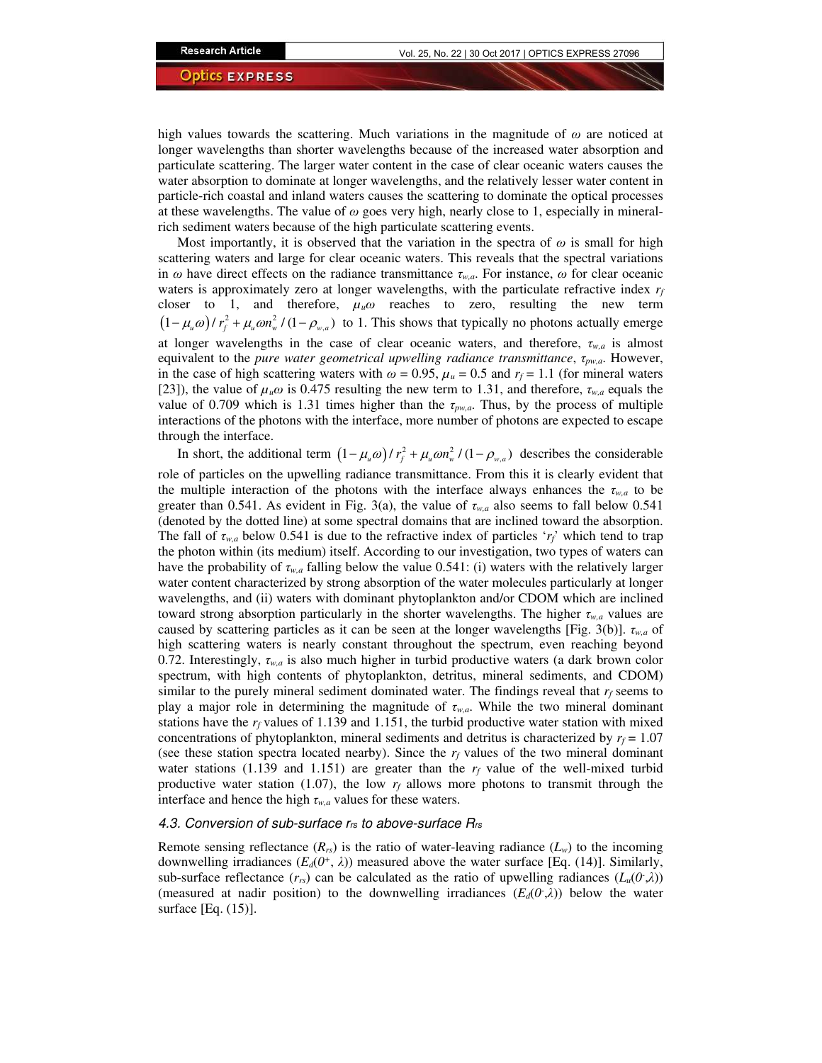high values towards the scattering. Much variations in the magnitude of $\omega$ are noticed at longer wavelengths than shorter wavelengths because of the increased water absorption and particulate scattering. The larger water content in the case of clear oceanic waters causes the water absorption to dominate at longer wavelengths, and the relatively lesser water content in particle-rich coastal and inland waters causes the scattering to dominate the optical processes at these wavelengths. The value of $\omega$ goes very high, nearly close to 1, especially in mineral-rich sediment waters because of the high particulate scattering events.

Most importantly, it is observed that the variation in the spectra of $\omega$ is small for high scattering waters and large for clear oceanic waters. This reveals that the spectral variations in $\omega$ have direct effects on the radiance transmittance $\tau_{w,a}$. For instance, $\omega$ for clear oceanic waters is approximately zero at longer wavelengths, with the particulate refractive index $r_f$ closer to 1, and therefore, $\mu_u\omega$ reaches to zero, resulting the new term $\left(1-\mu_u\omega\right)/r_f^2+\mu_u\omega n_w^2/(1-\rho_{w,a})$ to 1. This shows that typically no photons actually emerge at longer wavelengths in the case of clear oceanic waters, and therefore, $\tau_{w,a}$ is almost equivalent to the *pure water geometrical upwelling radiance transmittance*, $\tau_{pw,a}$. However, in the case of high scattering waters with $\omega = 0.95$, $\mu_u = 0.5$ and $r_f = 1.1$ (for mineral waters [23]), the value of $\mu_u\omega$ is 0.475 resulting the new term to 1.31, and therefore, $\tau_{w,a}$ equals the value of 0.709 which is 1.31 times higher than the $\tau_{pw,a}$. Thus, by the process of multiple interactions of the photons with the interface, more number of photons are expected to escape through the interface.

In short, the additional term $\left(1-\mu_u\omega\right)/r_f^2+\mu_u\omega n_w^2/(1-\rho_{w,a})$ describes the considerable role of particles on the upwelling radiance transmittance. From this it is clearly evident that the multiple interaction of the photons with the interface always enhances the $\tau_{w,a}$ to be greater than 0.541. As evident in Fig. 3(a), the value of $\tau_{w,a}$ also seems to fall below 0.541 (denoted by the dotted line) at some spectral domains that are inclined toward the absorption. The fall of $\tau_{w,a}$ below 0.541 is due to the refractive index of particles '$r_f$' which tend to trap the photon within (its medium) itself. According to our investigation, two types of waters can have the probability of $\tau_{w,a}$ falling below the value 0.541: (i) waters with the relatively larger water content characterized by strong absorption of the water molecules particularly at longer wavelengths, and (ii) waters with dominant phytoplankton and/or CDOM which are inclined toward strong absorption particularly in the shorter wavelengths. The higher $\tau_{w,a}$ values are caused by scattering particles as it can be seen at the longer wavelengths [Fig. 3(b)]. $\tau_{w,a}$ of high scattering waters is nearly constant throughout the spectrum, even reaching beyond 0.72. Interestingly, $\tau_{w,a}$ is also much higher in turbid productive waters (a dark brown color spectrum, with high contents of phytoplankton, detritus, mineral sediments, and CDOM) similar to the purely mineral sediment dominated water. The findings reveal that $r_f$ seems to play a major role in determining the magnitude of $\tau_{w,a}$. While the two mineral dominant stations have the $r_f$ values of 1.139 and 1.151, the turbid productive water station with mixed concentrations of phytoplankton, mineral sediments and detritus is characterized by $r_f = 1.07$ (see these station spectra located nearby). Since the $r_f$ values of the two mineral dominant water stations (1.139 and 1.151) are greater than the $r_f$ value of the well-mixed turbid productive water station (1.07), the low $r_f$ allows more photons to transmit through the interface and hence the high $\tau_{w,a}$ values for these waters.

### *4.3. Conversion of sub-surface $r_{rs}$ to above-surface $R_{rs}$*

Remote sensing reflectance ($R_{rs}$) is the ratio of water-leaving radiance ($L_w$) to the incoming downwelling irradiances ($E_d(0^+, \lambda)$) measured above the water surface [Eq. (14)]. Similarly, sub-surface reflectance ($r_{rs}$) can be calculated as the ratio of upwelling radiances ($L_u(0^-,\lambda)$) (measured at nadir position) to the downwelling irradiances ($E_d(0^-,\lambda)$) below the water surface [Eq. (15)].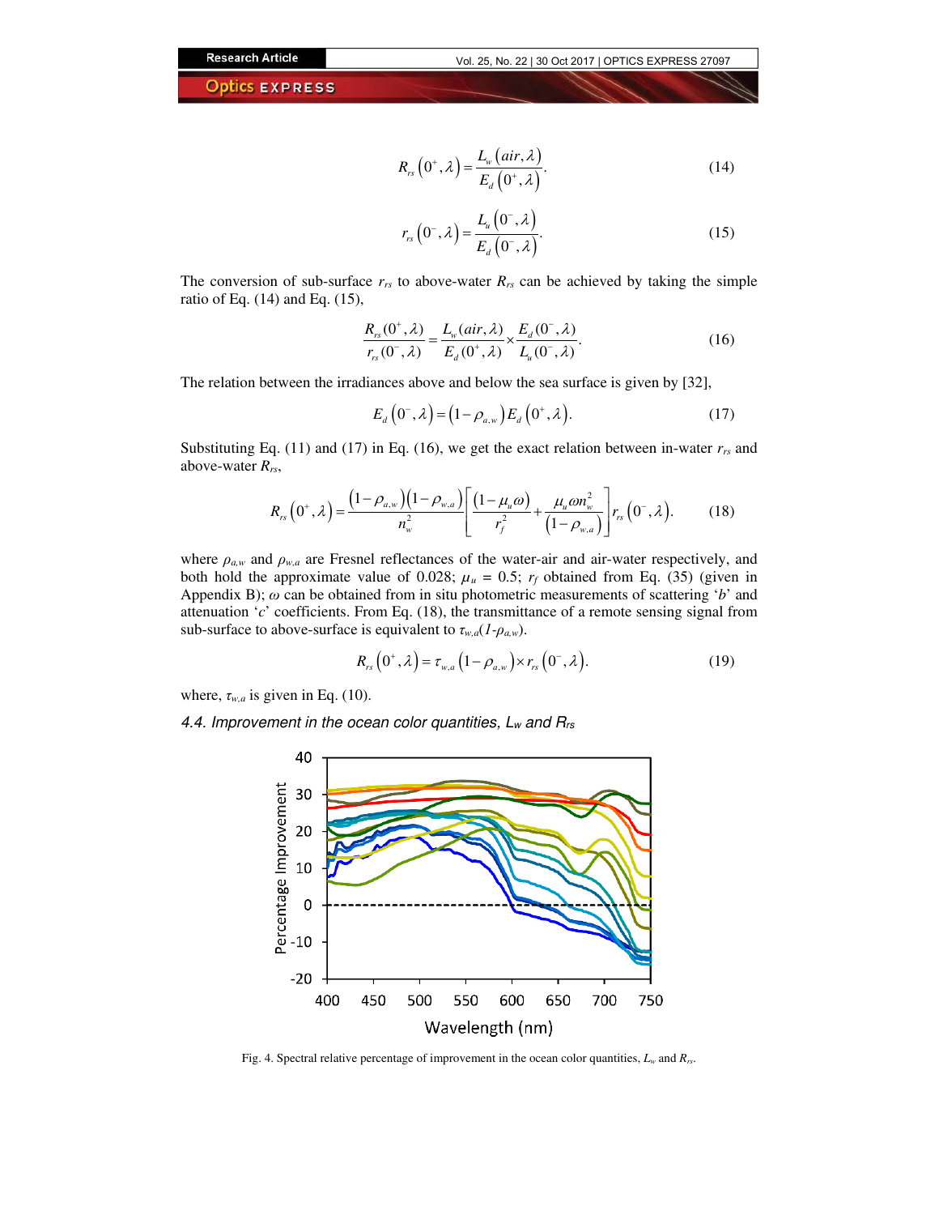$$R_{rs}\left(0^{+},\lambda\right)=\frac{L_{w}\left(air,\lambda\right)}{E_{d}\left(0^{+},\lambda\right)}. \tag{14}$$

$$r_{rs}\left(0^{-},\lambda\right)=\frac{L_{u}\left(0^{-},\lambda\right)}{E_{d}\left(0^{-},\lambda\right)}. \tag{15}$$

The conversion of sub-surface $r_{rs}$ to above-water $R_{rs}$ can be achieved by taking the simple ratio of Eq. (14) and Eq. (15),

$$\frac{R_{rs}(0^{+},\lambda)}{r_{rs}(0^{-},\lambda)}=\frac{L_{w}(air,\lambda)}{E_{d}(0^{+},\lambda)}\times\frac{E_{d}(0^{-},\lambda)}{L_{u}(0^{-},\lambda)}. \tag{16}$$

The relation between the irradiances above and below the sea surface is given by [32],

$$E_{d}\left(0^{-},\lambda\right)=\left(1-\rho_{a,w}\right)E_{d}\left(0^{+},\lambda\right). \tag{17}$$

Substituting Eq. (11) and (17) in Eq. (16), we get the exact relation between in-water $r_{rs}$ and above-water $R_{rs}$,

$$R_{rs}\left(0^{+},\lambda\right)=\frac{\left(1-\rho_{a,w}\right)\left(1-\rho_{w,a}\right)}{n_{w}^{2}}\left[\frac{\left(1-\mu_{u}\omega\right)}{r_{f}^{2}}+\frac{\mu_{u}\omega n_{w}^{2}}{\left(1-\rho_{w,a}\right)}\right]r_{rs}\left(0^{-},\lambda\right). \tag{18}$$

where $\rho_{a,w}$ and $\rho_{w,a}$ are Fresnel reflectances of the water-air and air-water respectively, and both hold the approximate value of 0.028; $\mu_u$ = 0.5; $r_f$ obtained from Eq. (35) (given in Appendix B); $\omega$ can be obtained from in situ photometric measurements of scattering '$b$' and attenuation '$c$' coefficients. From Eq. (18), the transmittance of a remote sensing signal from sub-surface to above-surface is equivalent to $\tau_{w,a}(1-\rho_{a,w})$.

$$R_{rs}\left(0^{+},\lambda\right)=\tau_{w,a}\left(1-\rho_{a,w}\right)\times r_{rs}\left(0^{-},\lambda\right). \tag{19}$$

where, $\tau_{w,a}$ is given in Eq. (10).

### 4.4. Improvement in the ocean color quantities, $L_w$ and $R_{rs}$

Fig. 4. Spectral relative percentage of improvement in the ocean color quantities, $L_w$ and $R_{rs}$.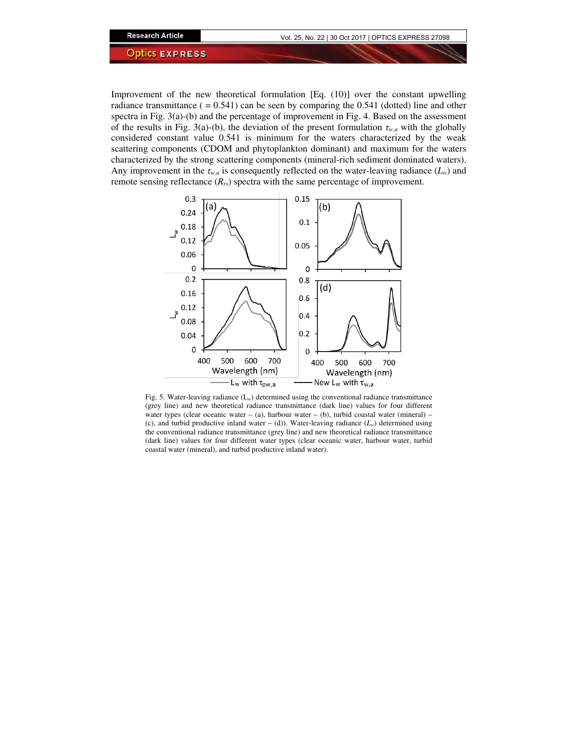Improvement of the new theoretical formulation [Eq. (10)] over the constant upwelling radiance transmittance ( = 0.541) can be seen by comparing the 0.541 (dotted) line and other spectra in Fig. 3(a)-(b) and the percentage of improvement in Fig. 4. Based on the assessment of the results in Fig. 3(a)-(b), the deviation of the present formulation $\tau_{w,a}$ with the globally considered constant value 0.541 is minimum for the waters characterized by the weak scattering components (CDOM and phytoplankton dominant) and maximum for the waters characterized by the strong scattering components (mineral-rich sediment dominated waters). Any improvement in the $\tau_{w,a}$ is consequently reflected on the water-leaving radiance ($L_w$) and remote sensing reflectance ($R_{rs}$) spectra with the same percentage of improvement.

Fig. 5. Water-leaving radiance ($L_w$) determined using the conventional radiance transmittance (grey line) and new theoretical radiance transmittance (dark line) values for four different water types (clear oceanic water – (a), harbour water – (b), turbid coastal water (mineral) – (c), and turbid productive inland water – (d)). Water-leaving radiance ($L_w$) determined using the conventional radiance transmittance (grey line) and new theoretical radiance transmittance (dark line) values for four different water types (clear oceanic water, harbour water, turbid coastal water (mineral), and turbid productive inland water).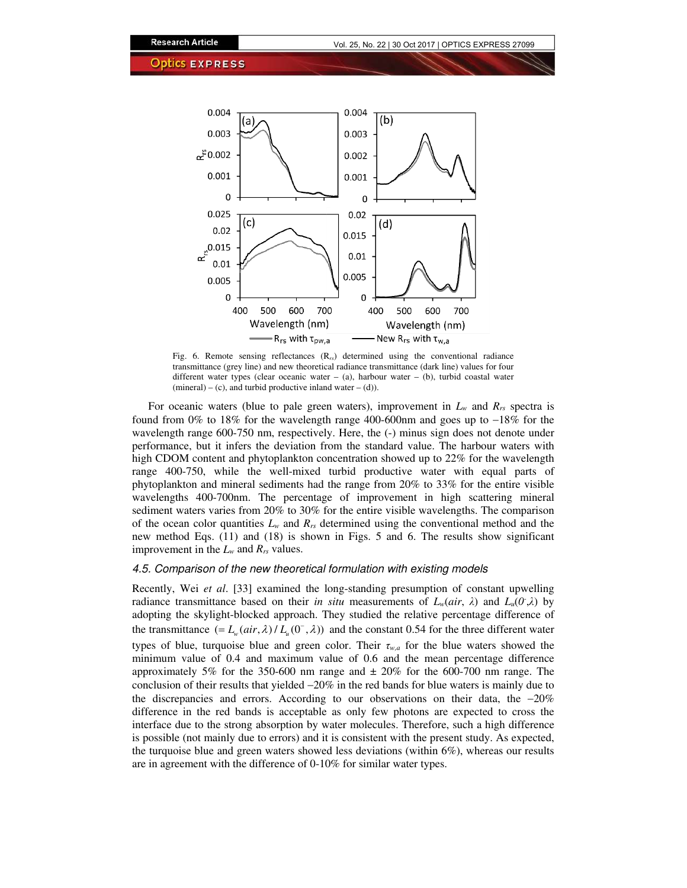Fig. 6. Remote sensing reflectances ($R_{rs}$) determined using the conventional radiance transmittance (grey line) and new theoretical radiance transmittance (dark line) values for four different water types (clear oceanic water – (a), harbour water – (b), turbid coastal water (mineral) – (c), and turbid productive inland water – (d)).

For oceanic waters (blue to pale green waters), improvement in $L_w$ and $R_{rs}$ spectra is found from 0% to 18% for the wavelength range 400-600nm and goes up to −18% for the wavelength range 600-750 nm, respectively. Here, the (-) minus sign does not denote under performance, but it infers the deviation from the standard value. The harbour waters with high CDOM content and phytoplankton concentration showed up to 22% for the wavelength range 400-750, while the well-mixed turbid productive water with equal parts of phytoplankton and mineral sediments had the range from 20% to 33% for the entire visible wavelengths 400-700nm. The percentage of improvement in high scattering mineral sediment waters varies from 20% to 30% for the entire visible wavelengths. The comparison of the ocean color quantities $L_w$ and $R_{rs}$ determined using the conventional method and the new method Eqs. (11) and (18) is shown in Figs. 5 and 6. The results show significant improvement in the $L_w$ and $R_{rs}$ values.

### *4.5. Comparison of the new theoretical formulation with existing models*

Recently, Wei *et al*. [33] examined the long-standing presumption of constant upwelling radiance transmittance based on their *in situ* measurements of $L_w(air, \lambda)$ and $L_u(0^-,\lambda)$ by adopting the skylight-blocked approach. They studied the relative percentage difference of the transmittance $(= L_w(air,\lambda)/L_u(0^-,\lambda))$ and the constant 0.54 for the three different water types of blue, turquoise blue and green color. Their $\tau_{w,a}$ for the blue waters showed the minimum value of 0.4 and maximum value of 0.6 and the mean percentage difference approximately 5% for the 350-600 nm range and ± 20% for the 600-700 nm range. The conclusion of their results that yielded −20% in the red bands for blue waters is mainly due to the discrepancies and errors. According to our observations on their data, the −20% difference in the red bands is acceptable as only few photons are expected to cross the interface due to the strong absorption by water molecules. Therefore, such a high difference is possible (not mainly due to errors) and it is consistent with the present study. As expected, the turquoise blue and green waters showed less deviations (within 6%), whereas our results are in agreement with the difference of 0-10% for similar water types.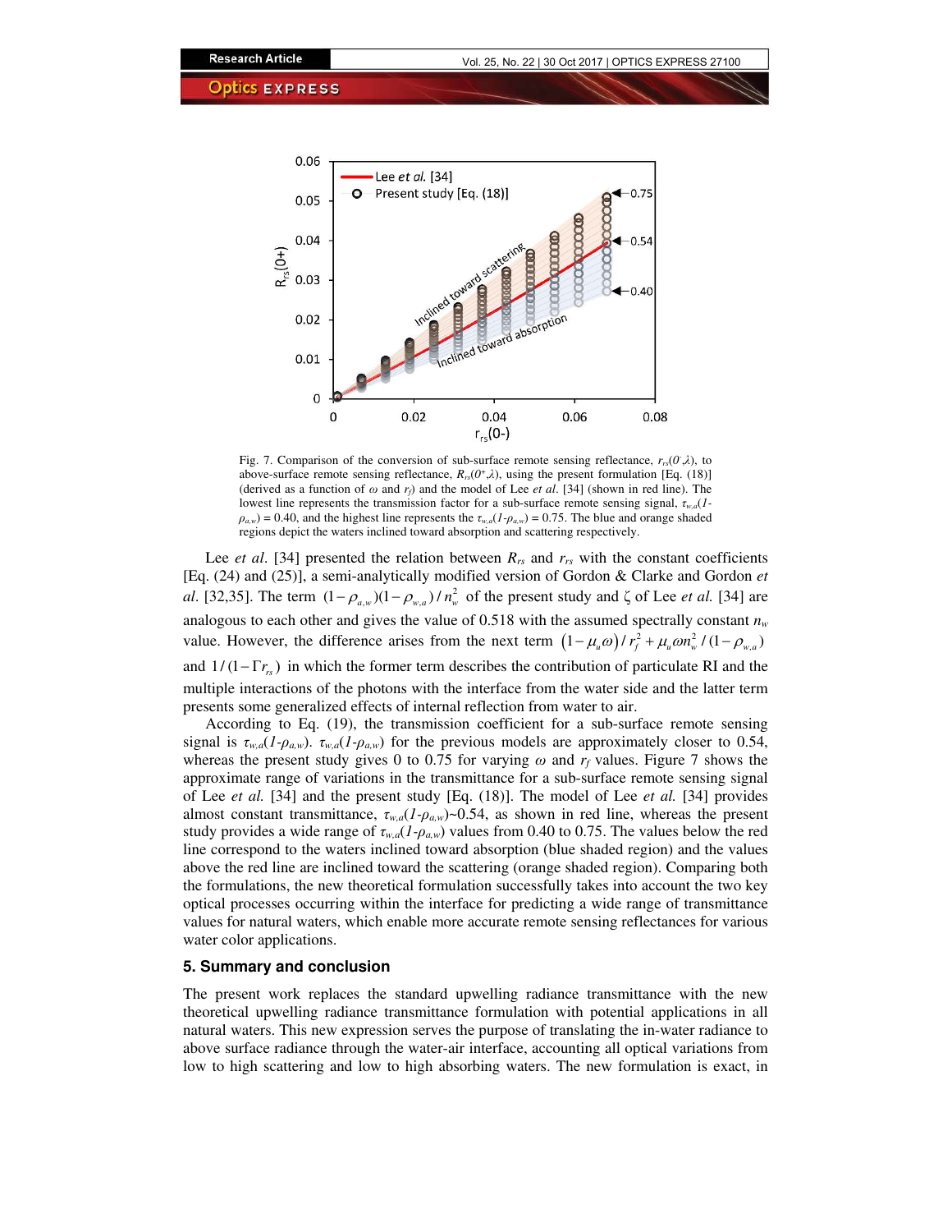Fig. 7. Comparison of the conversion of sub-surface remote sensing reflectance, $r_{rs}(0^-,\lambda)$, to above-surface remote sensing reflectance, $R_{rs}(0^+,\lambda)$, using the present formulation [Eq. (18)] (derived as a function of $\omega$ and $r_f$) and the model of Lee *et al*. [34] (shown in red line). The lowest line represents the transmission factor for a sub-surface remote sensing signal, $\tau_{w,a}(1-\rho_{a,w}) = 0.40$, and the highest line represents the $\tau_{w,a}(1-\rho_{a,w}) = 0.75$. The blue and orange shaded regions depict the waters inclined toward absorption and scattering respectively.

Lee *et al*. [34] presented the relation between $R_{rs}$ and $r_{rs}$ with the constant coefficients [Eq. (24) and (25)], a semi-analytically modified version of Gordon & Clarke and Gordon *et al*. [32,35]. The term $(1-\rho_{a,w})(1-\rho_{w,a})/n_w^2$ of the present study and ζ of Lee *et al.* [34] are analogous to each other and gives the value of 0.518 with the assumed spectrally constant $n_w$ value. However, the difference arises from the next term $\left(1-\mu_u\omega\right)/r_f^2+\mu_u\omega n_w^2/(1-\rho_{w,a})$ and $1/(1-\Gamma r_{rs})$ in which the former term describes the contribution of particulate RI and the multiple interactions of the photons with the interface from the water side and the latter term presents some generalized effects of internal reflection from water to air.

According to Eq. (19), the transmission coefficient for a sub-surface remote sensing signal is $\tau_{w,a}(1-\rho_{a,w})$. $\tau_{w,a}(1-\rho_{a,w})$ for the previous models are approximately closer to 0.54, whereas the present study gives 0 to 0.75 for varying $\omega$ and $r_f$ values. Figure 7 shows the approximate range of variations in the transmittance for a sub-surface remote sensing signal of Lee *et al.* [34] and the present study [Eq. (18)]. The model of Lee *et al.* [34] provides almost constant transmittance, $\tau_{w,a}(1-\rho_{a,w})$~0.54, as shown in red line, whereas the present study provides a wide range of $\tau_{w,a}(1-\rho_{a,w})$ values from 0.40 to 0.75. The values below the red line correspond to the waters inclined toward absorption (blue shaded region) and the values above the red line are inclined toward the scattering (orange shaded region). Comparing both the formulations, the new theoretical formulation successfully takes into account the two key optical processes occurring within the interface for predicting a wide range of transmittance values for natural waters, which enable more accurate remote sensing reflectances for various water color applications.

## 5. Summary and conclusion

The present work replaces the standard upwelling radiance transmittance with the new theoretical upwelling radiance transmittance formulation with potential applications in all natural waters. This new expression serves the purpose of translating the in-water radiance to above surface radiance through the water-air interface, accounting all optical variations from low to high scattering and low to high absorbing waters. The new formulation is exact, in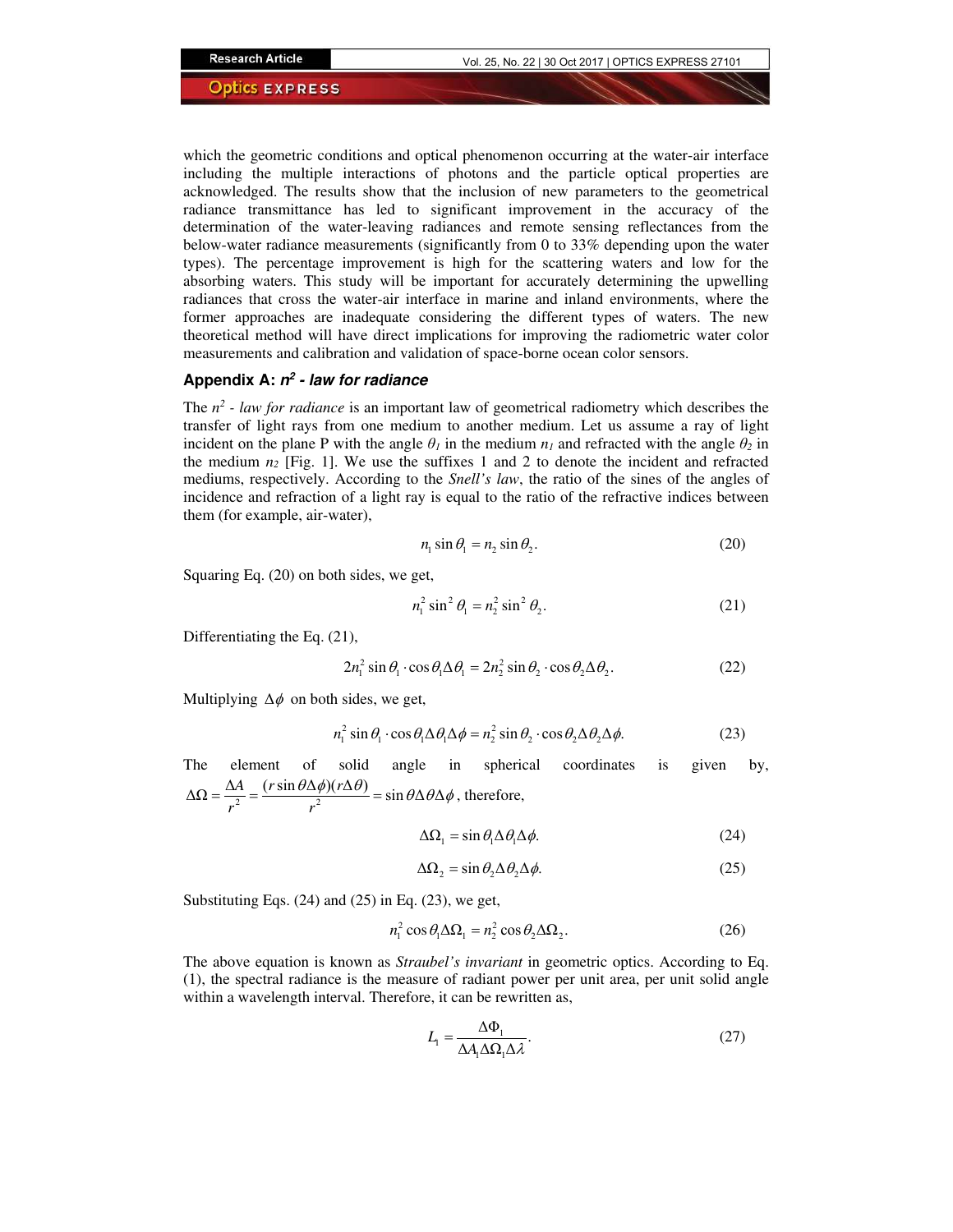which the geometric conditions and optical phenomenon occurring at the water-air interface including the multiple interactions of photons and the particle optical properties are acknowledged. The results show that the inclusion of new parameters to the geometrical radiance transmittance has led to significant improvement in the accuracy of the determination of the water-leaving radiances and remote sensing reflectances from the below-water radiance measurements (significantly from 0 to 33% depending upon the water types). The percentage improvement is high for the scattering waters and low for the absorbing waters. This study will be important for accurately determining the upwelling radiances that cross the water-air interface in marine and inland environments, where the former approaches are inadequate considering the different types of waters. The new theoretical method will have direct implications for improving the radiometric water color measurements and calibration and validation of space-borne ocean color sensors.

## Appendix A: *$n^2$ - law for radiance*

The *$n^2$ - law for radiance* is an important law of geometrical radiometry which describes the transfer of light rays from one medium to another medium. Let us assume a ray of light incident on the plane P with the angle $\theta_1$ in the medium $n_1$ and refracted with the angle $\theta_2$ in the medium $n_2$ [Fig. 1]. We use the suffixes 1 and 2 to denote the incident and refracted mediums, respectively. According to the *Snell's law*, the ratio of the sines of the angles of incidence and refraction of a light ray is equal to the ratio of the refractive indices between them (for example, air-water),

$$n_1 \sin\theta_1 = n_2 \sin\theta_2. \tag{20}$$

Squaring Eq. (20) on both sides, we get,

$$n_1^2 \sin^2\theta_1 = n_2^2 \sin^2\theta_2. \tag{21}$$

Differentiating the Eq. (21),

$$2n_1^2 \sin\theta_1 \cdot \cos\theta_1 \Delta\theta_1 = 2n_2^2 \sin\theta_2 \cdot \cos\theta_2 \Delta\theta_2. \tag{22}$$

Multiplying $\Delta\phi$ on both sides, we get,

$$n_1^2 \sin\theta_1 \cdot \cos\theta_1 \Delta\theta_1 \Delta\phi = n_2^2 \sin\theta_2 \cdot \cos\theta_2 \Delta\theta_2 \Delta\phi. \tag{23}$$

The element of solid angle in spherical coordinates is given by, $\Delta\Omega = \frac{\Delta A}{r^2} = \frac{(r\sin\theta\Delta\phi)(r\Delta\theta)}{r^2} = \sin\theta\Delta\theta\Delta\phi$, therefore,

$$\Delta\Omega_1 = \sin\theta_1 \Delta\theta_1 \Delta\phi. \tag{24}$$

$$\Delta\Omega_2 = \sin\theta_2 \Delta\theta_2 \Delta\phi. \tag{25}$$

Substituting Eqs. (24) and (25) in Eq. (23), we get,

$$n_1^2 \cos\theta_1 \Delta\Omega_1 = n_2^2 \cos\theta_2 \Delta\Omega_2. \tag{26}$$

The above equation is known as *Straubel's invariant* in geometric optics. According to Eq. (1), the spectral radiance is the measure of radiant power per unit area, per unit solid angle within a wavelength interval. Therefore, it can be rewritten as,

$$L_1 = \frac{\Delta\Phi_1}{\Delta A_1 \Delta\Omega_1 \Delta\lambda}. \tag{27}$$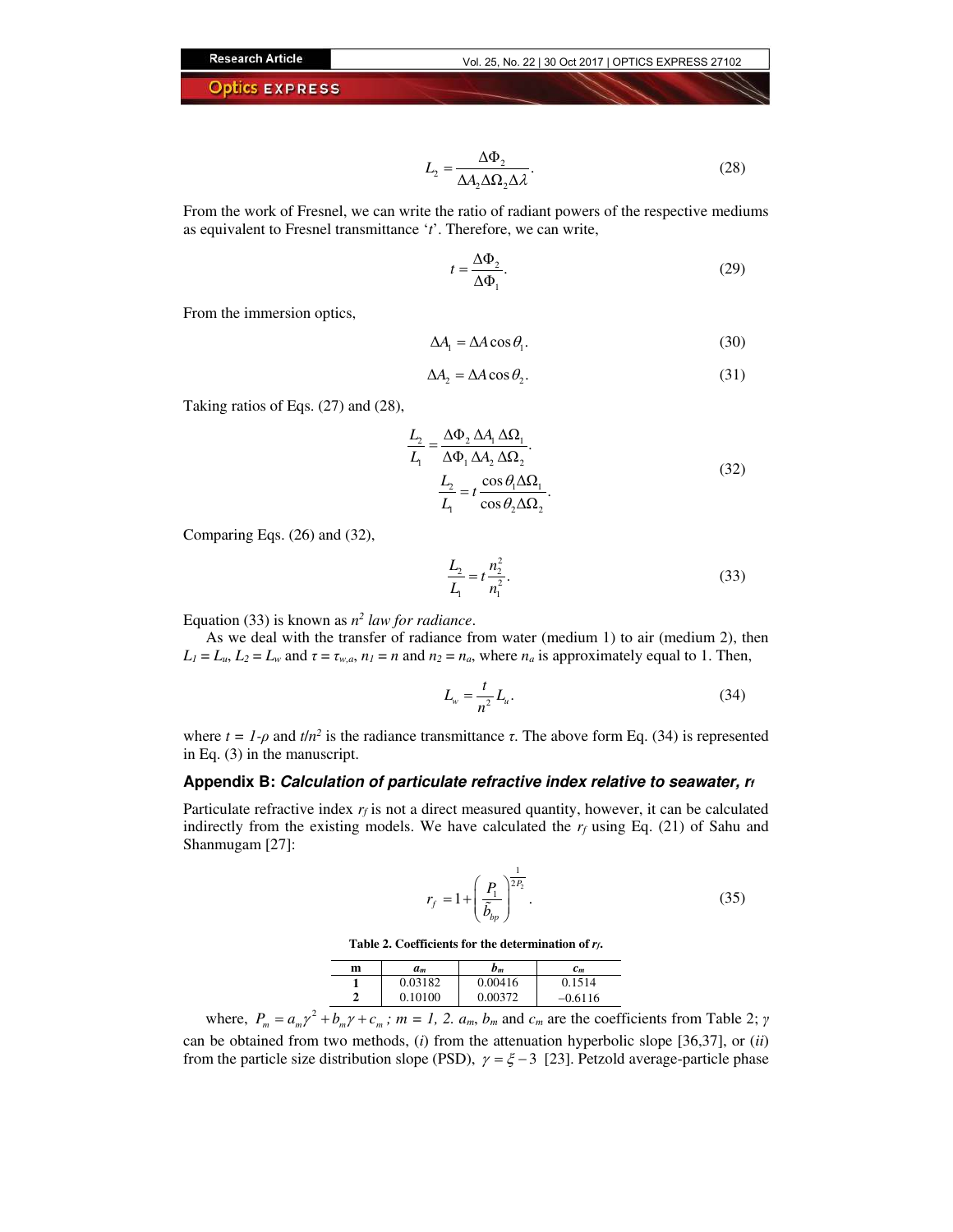$$L_2 = \frac{\Delta\Phi_2}{\Delta A_2 \Delta\Omega_2 \Delta\lambda}. \tag{28}$$

From the work of Fresnel, we can write the ratio of radiant powers of the respective mediums as equivalent to Fresnel transmittance '$t$'. Therefore, we can write,

$$t = \frac{\Delta\Phi_2}{\Delta\Phi_1}. \tag{29}$$

From the immersion optics,

$$\Delta A_1 = \Delta A \cos\theta_1. \tag{30}$$

$$\Delta A_2 = \Delta A \cos\theta_2. \tag{31}$$

Taking ratios of Eqs. (27) and (28),

$$\frac{L_2}{L_1} = \frac{\Delta\Phi_2}{\Delta\Phi_1}\frac{\Delta A_1}{\Delta A_2}\frac{\Delta\Omega_1}{\Delta\Omega_2}.$$
$$\frac{L_2}{L_1} = t\frac{\cos\theta_1 \Delta\Omega_1}{\cos\theta_2 \Delta\Omega_2}. \tag{32}$$

Comparing Eqs. (26) and (32),

$$\frac{L_2}{L_1} = t\frac{n_2^2}{n_1^2}. \tag{33}$$

Equation (33) is known as *$n^2$ law for radiance*.

As we deal with the transfer of radiance from water (medium 1) to air (medium 2), then $L_1 = L_u$, $L_2 = L_w$ and $\tau = \tau_{w,a}$, $n_1 = n$ and $n_2 = n_a$, where $n_a$ is approximately equal to 1. Then,

$$L_w = \frac{t}{n^2}L_u. \tag{34}$$

where $t = 1-\rho$ and $t/n^2$ is the radiance transmittance $\tau$. The above form Eq. (34) is represented in Eq. (3) in the manuscript.

## Appendix B: *Calculation of particulate refractive index relative to seawater, $r_f$*

Particulate refractive index $r_f$ is not a direct measured quantity, however, it can be calculated indirectly from the existing models. We have calculated the $r_f$ using Eq. (21) of Sahu and Shanmugam [27]:

$$r_f = 1 + \left(\frac{P_1}{\tilde{b}_{bp}}\right)^{\frac{1}{2P_2}}. \tag{35}$$

**Table 2. Coefficients for the determination of $r_f$.**

| m | $a_m$ | $b_m$ | $c_m$ |
|---|---|---|---|
| 1 | 0.03182 | 0.00416 | 0.1514 |
| 2 | 0.10100 | 0.00372 | −0.6116 |

where, $P_m = a_m\gamma^2 + b_m\gamma + c_m$ ; $m = 1, 2$. $a_m$, $b_m$ and $c_m$ are the coefficients from Table 2; $\gamma$ can be obtained from two methods, (*i*) from the attenuation hyperbolic slope [36,37], or (*ii*) from the particle size distribution slope (PSD), $\gamma = \xi - 3$ [23]. Petzold average-particle phase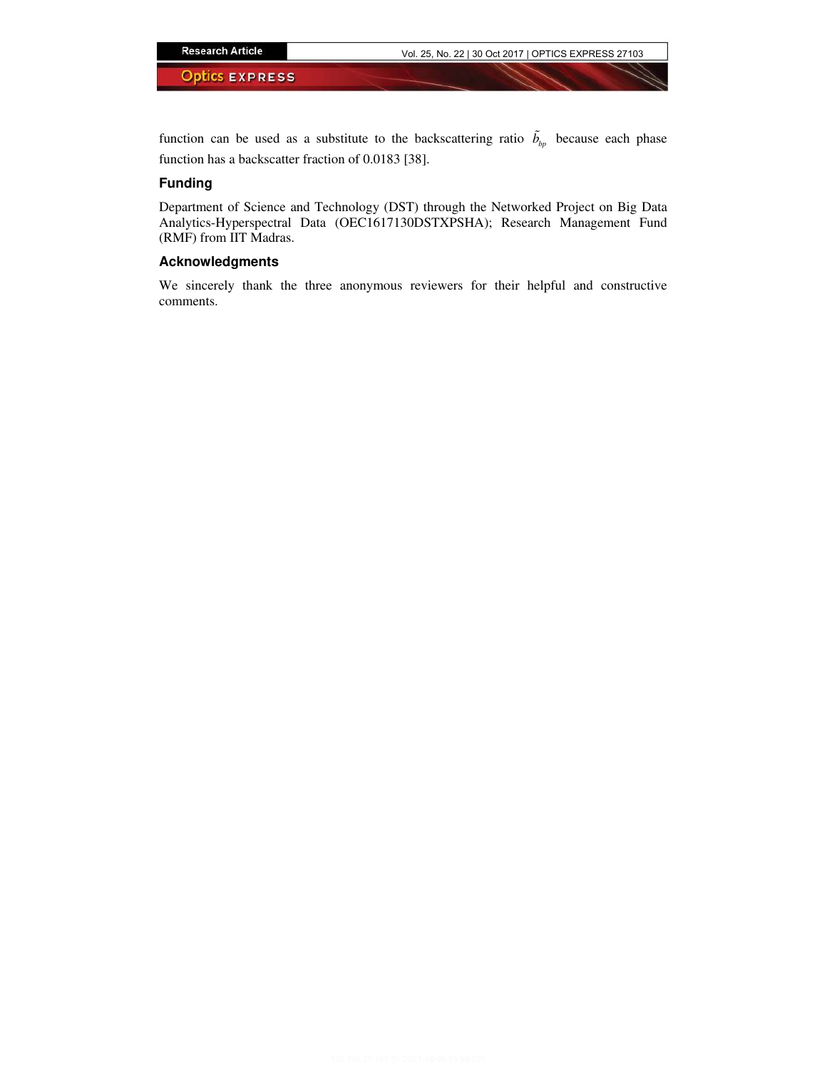function can be used as a substitute to the backscattering ratio $\tilde{b}_{bp}$ because each phase function has a backscatter fraction of 0.0183 [38].

## Funding

Department of Science and Technology (DST) through the Networked Project on Big Data Analytics-Hyperspectral Data (OEC1617130DSTXPSHA); Research Management Fund (RMF) from IIT Madras.

## Acknowledgments

We sincerely thank the three anonymous reviewers for their helpful and constructive comments.